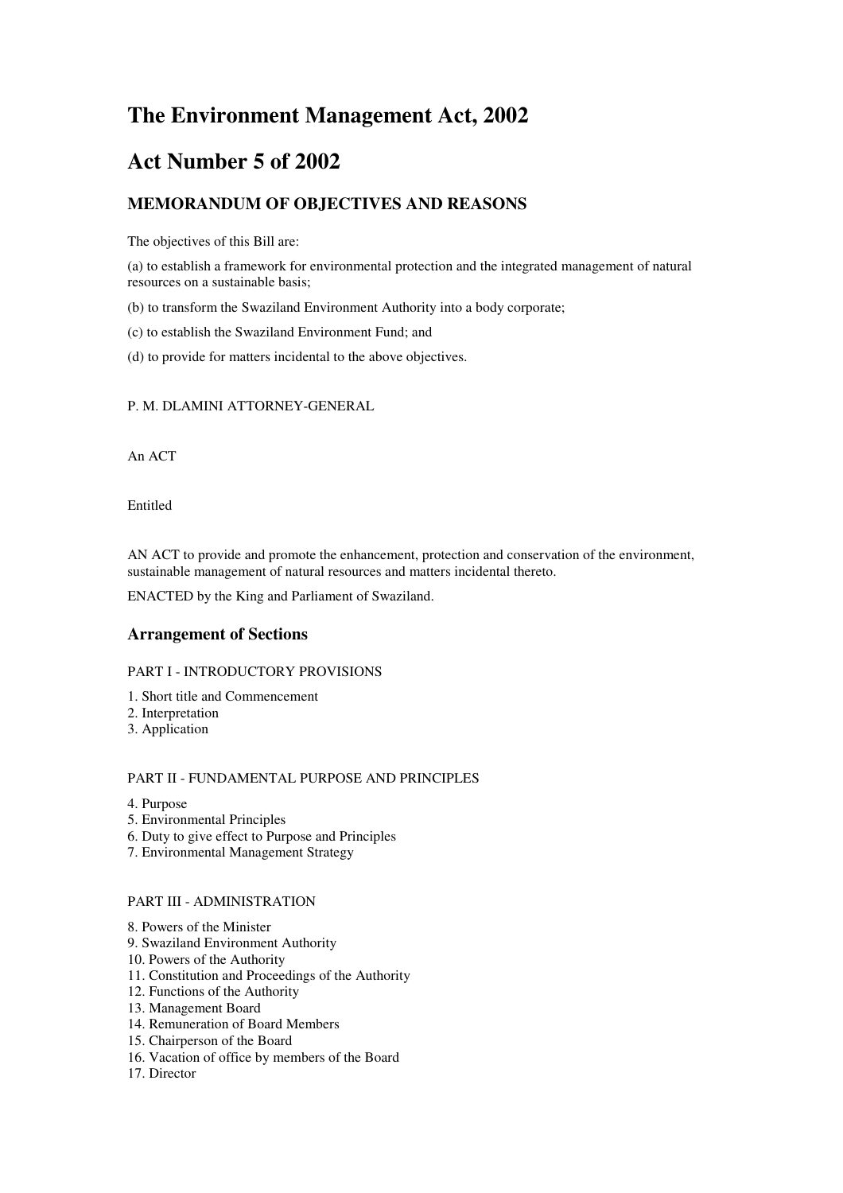# The Environment Management Act, 2002

# Act Number 5 of 2002

### MEMORANDUM OF OBJECTIVES AND REASONS

The objectives of this Bill are:

(a) to establish a framework for environmental protection and the integrated management of natural resources on a sustainable basis;

(b) to transform the Swaziland Environment Authority into a body corporate;

(c) to establish the Swaziland Environment Fund; and

(d) to provide for matters incidental to the above objectives.

P. M. DLAMINI ATTORNEY-GENERAL

An ACT

Entitled

AN ACT to provide and promote the enhancement, protection and conservation of the environment, sustainable management of natural resources and matters incidental thereto.

ENACTED by the King and Parliament of Swaziland.

### Arrangement of Sections

PART I - INTRODUCTORY PROVISIONS

1. Short title and Commencement
2. Interpretation
3. Application

PART II - FUNDAMENTAL PURPOSE AND PRINCIPLES

4. Purpose
5. Environmental Principles
6. Duty to give effect to Purpose and Principles
7. Environmental Management Strategy

PART III - ADMINISTRATION

8. Powers of the Minister
9. Swaziland Environment Authority
10. Powers of the Authority
11. Constitution and Proceedings of the Authority
12. Functions of the Authority
13. Management Board
14. Remuneration of Board Members
15. Chairperson of the Board
16. Vacation of office by members of the Board
17. Director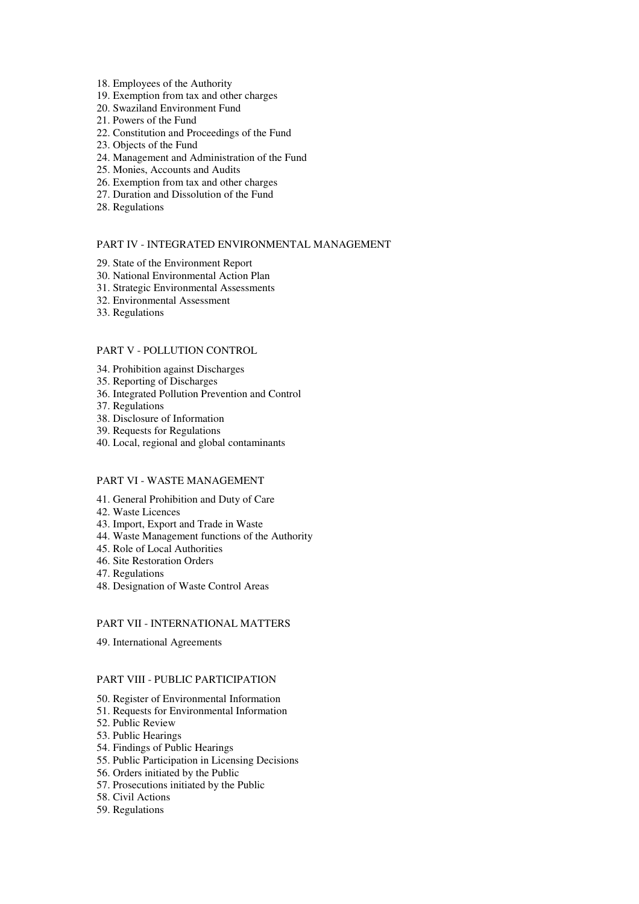18. Employees of the Authority
19. Exemption from tax and other charges
20. Swaziland Environment Fund
21. Powers of the Fund
22. Constitution and Proceedings of the Fund
23. Objects of the Fund
24. Management and Administration of the Fund
25. Monies, Accounts and Audits
26. Exemption from tax and other charges
27. Duration and Dissolution of the Fund
28. Regulations

## PART IV - INTEGRATED ENVIRONMENTAL MANAGEMENT

29. State of the Environment Report
30. National Environmental Action Plan
31. Strategic Environmental Assessments
32. Environmental Assessment
33. Regulations

## PART V - POLLUTION CONTROL

34. Prohibition against Discharges
35. Reporting of Discharges
36. Integrated Pollution Prevention and Control
37. Regulations
38. Disclosure of Information
39. Requests for Regulations
40. Local, regional and global contaminants

## PART VI - WASTE MANAGEMENT

41. General Prohibition and Duty of Care
42. Waste Licences
43. Import, Export and Trade in Waste
44. Waste Management functions of the Authority
45. Role of Local Authorities
46. Site Restoration Orders
47. Regulations
48. Designation of Waste Control Areas

## PART VII - INTERNATIONAL MATTERS

49. International Agreements

## PART VIII - PUBLIC PARTICIPATION

50. Register of Environmental Information
51. Requests for Environmental Information
52. Public Review
53. Public Hearings
54. Findings of Public Hearings
55. Public Participation in Licensing Decisions
56. Orders initiated by the Public
57. Prosecutions initiated by the Public
58. Civil Actions
59. Regulations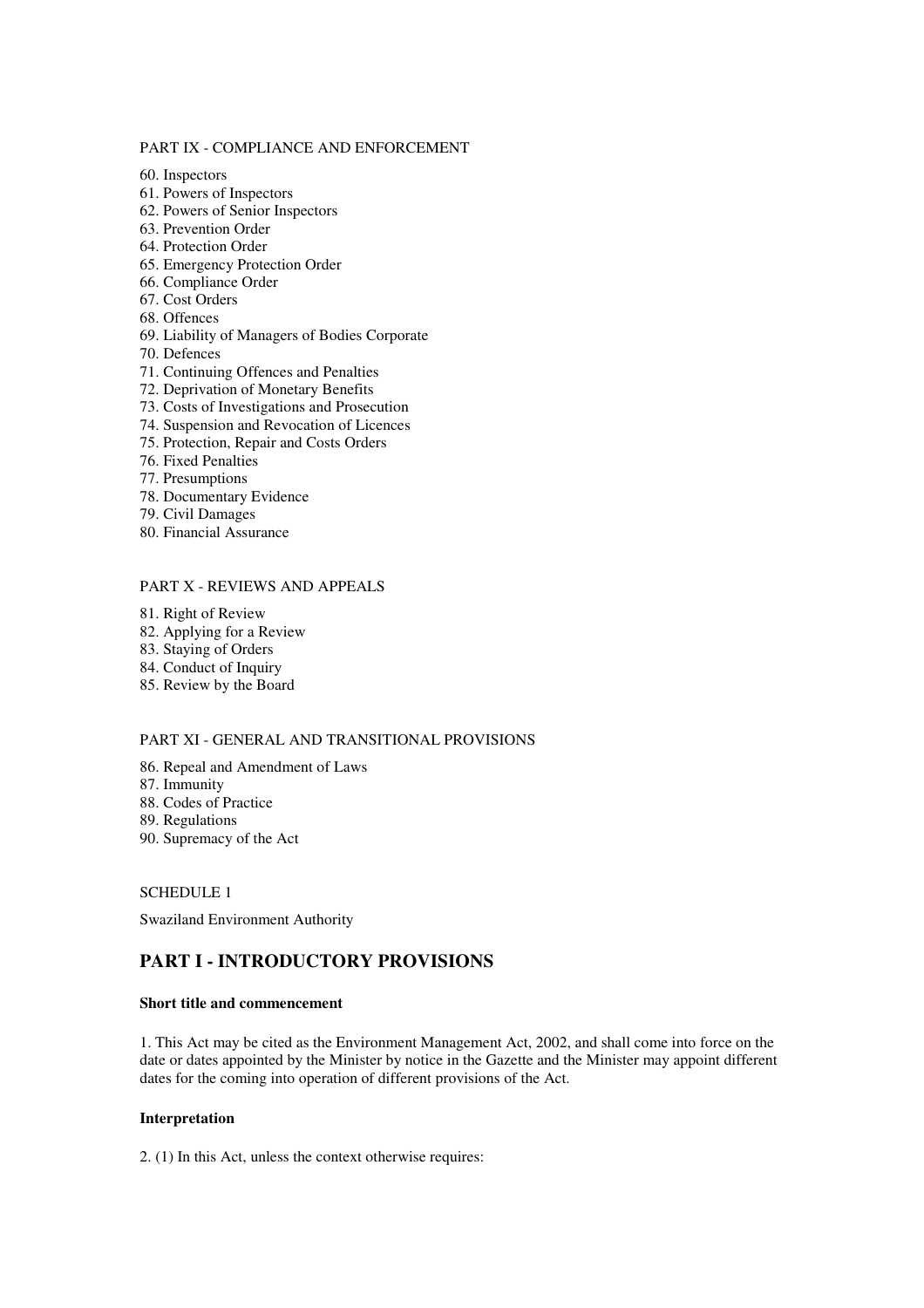PART IX - COMPLIANCE AND ENFORCEMENT

60. Inspectors
61. Powers of Inspectors
62. Powers of Senior Inspectors
63. Prevention Order
64. Protection Order
65. Emergency Protection Order
66. Compliance Order
67. Cost Orders
68. Offences
69. Liability of Managers of Bodies Corporate
70. Defences
71. Continuing Offences and Penalties
72. Deprivation of Monetary Benefits
73. Costs of Investigations and Prosecution
74. Suspension and Revocation of Licences
75. Protection, Repair and Costs Orders
76. Fixed Penalties
77. Presumptions
78. Documentary Evidence
79. Civil Damages
80. Financial Assurance

PART X - REVIEWS AND APPEALS

81. Right of Review
82. Applying for a Review
83. Staying of Orders
84. Conduct of Inquiry
85. Review by the Board

PART XI - GENERAL AND TRANSITIONAL PROVISIONS

86. Repeal and Amendment of Laws
87. Immunity
88. Codes of Practice
89. Regulations
90. Supremacy of the Act

SCHEDULE 1

Swaziland Environment Authority

## PART I - INTRODUCTORY PROVISIONS

**Short title and commencement**

1. This Act may be cited as the Environment Management Act, 2002, and shall come into force on the date or dates appointed by the Minister by notice in the Gazette and the Minister may appoint different dates for the coming into operation of different provisions of the Act.

**Interpretation**

2. (1) In this Act, unless the context otherwise requires: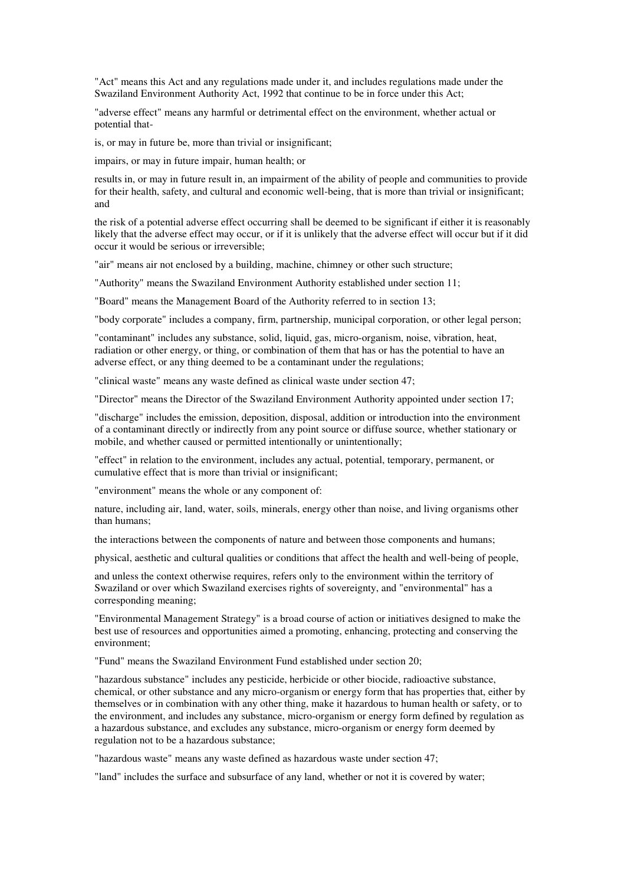"Act" means this Act and any regulations made under it, and includes regulations made under the Swaziland Environment Authority Act, 1992 that continue to be in force under this Act;

"adverse effect" means any harmful or detrimental effect on the environment, whether actual or potential that-

is, or may in future be, more than trivial or insignificant;

impairs, or may in future impair, human health; or

results in, or may in future result in, an impairment of the ability of people and communities to provide for their health, safety, and cultural and economic well-being, that is more than trivial or insignificant; and

the risk of a potential adverse effect occurring shall be deemed to be significant if either it is reasonably likely that the adverse effect may occur, or if it is unlikely that the adverse effect will occur but if it did occur it would be serious or irreversible;

"air" means air not enclosed by a building, machine, chimney or other such structure;

"Authority" means the Swaziland Environment Authority established under section 11;

"Board" means the Management Board of the Authority referred to in section 13;

"body corporate" includes a company, firm, partnership, municipal corporation, or other legal person;

"contaminant" includes any substance, solid, liquid, gas, micro-organism, noise, vibration, heat, radiation or other energy, or thing, or combination of them that has or has the potential to have an adverse effect, or any thing deemed to be a contaminant under the regulations;

"clinical waste" means any waste defined as clinical waste under section 47;

"Director" means the Director of the Swaziland Environment Authority appointed under section 17;

"discharge" includes the emission, deposition, disposal, addition or introduction into the environment of a contaminant directly or indirectly from any point source or diffuse source, whether stationary or mobile, and whether caused or permitted intentionally or unintentionally;

"effect" in relation to the environment, includes any actual, potential, temporary, permanent, or cumulative effect that is more than trivial or insignificant;

"environment" means the whole or any component of:

nature, including air, land, water, soils, minerals, energy other than noise, and living organisms other than humans;

the interactions between the components of nature and between those components and humans;

physical, aesthetic and cultural qualities or conditions that affect the health and well-being of people,

and unless the context otherwise requires, refers only to the environment within the territory of Swaziland or over which Swaziland exercises rights of sovereignty, and "environmental" has a corresponding meaning;

"Environmental Management Strategy" is a broad course of action or initiatives designed to make the best use of resources and opportunities aimed a promoting, enhancing, protecting and conserving the environment;

"Fund" means the Swaziland Environment Fund established under section 20;

"hazardous substance" includes any pesticide, herbicide or other biocide, radioactive substance, chemical, or other substance and any micro-organism or energy form that has properties that, either by themselves or in combination with any other thing, make it hazardous to human health or safety, or to the environment, and includes any substance, micro-organism or energy form defined by regulation as a hazardous substance, and excludes any substance, micro-organism or energy form deemed by regulation not to be a hazardous substance;

"hazardous waste" means any waste defined as hazardous waste under section 47;

"land" includes the surface and subsurface of any land, whether or not it is covered by water;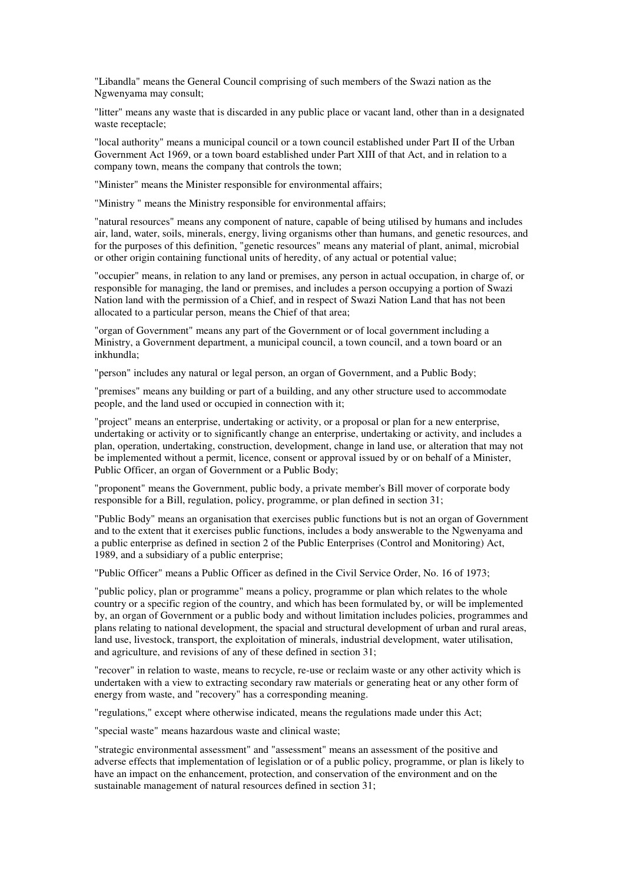"Libandla" means the General Council comprising of such members of the Swazi nation as the Ngwenyama may consult;

"litter" means any waste that is discarded in any public place or vacant land, other than in a designated waste receptacle;

"local authority" means a municipal council or a town council established under Part II of the Urban Government Act 1969, or a town board established under Part XIII of that Act, and in relation to a company town, means the company that controls the town;

"Minister" means the Minister responsible for environmental affairs;

"Ministry " means the Ministry responsible for environmental affairs;

"natural resources" means any component of nature, capable of being utilised by humans and includes air, land, water, soils, minerals, energy, living organisms other than humans, and genetic resources, and for the purposes of this definition, "genetic resources" means any material of plant, animal, microbial or other origin containing functional units of heredity, of any actual or potential value;

"occupier" means, in relation to any land or premises, any person in actual occupation, in charge of, or responsible for managing, the land or premises, and includes a person occupying a portion of Swazi Nation land with the permission of a Chief, and in respect of Swazi Nation Land that has not been allocated to a particular person, means the Chief of that area;

"organ of Government" means any part of the Government or of local government including a Ministry, a Government department, a municipal council, a town council, and a town board or an inkhundla;

"person" includes any natural or legal person, an organ of Government, and a Public Body;

"premises" means any building or part of a building, and any other structure used to accommodate people, and the land used or occupied in connection with it;

"project" means an enterprise, undertaking or activity, or a proposal or plan for a new enterprise, undertaking or activity or to significantly change an enterprise, undertaking or activity, and includes a plan, operation, undertaking, construction, development, change in land use, or alteration that may not be implemented without a permit, licence, consent or approval issued by or on behalf of a Minister, Public Officer, an organ of Government or a Public Body;

"proponent" means the Government, public body, a private member's Bill mover of corporate body responsible for a Bill, regulation, policy, programme, or plan defined in section 31;

"Public Body" means an organisation that exercises public functions but is not an organ of Government and to the extent that it exercises public functions, includes a body answerable to the Ngwenyama and a public enterprise as defined in section 2 of the Public Enterprises (Control and Monitoring) Act, 1989, and a subsidiary of a public enterprise;

"Public Officer" means a Public Officer as defined in the Civil Service Order, No. 16 of 1973;

"public policy, plan or programme" means a policy, programme or plan which relates to the whole country or a specific region of the country, and which has been formulated by, or will be implemented by, an organ of Government or a public body and without limitation includes policies, programmes and plans relating to national development, the spacial and structural development of urban and rural areas, land use, livestock, transport, the exploitation of minerals, industrial development, water utilisation, and agriculture, and revisions of any of these defined in section 31;

"recover" in relation to waste, means to recycle, re-use or reclaim waste or any other activity which is undertaken with a view to extracting secondary raw materials or generating heat or any other form of energy from waste, and "recovery" has a corresponding meaning.

"regulations," except where otherwise indicated, means the regulations made under this Act;

"special waste" means hazardous waste and clinical waste;

"strategic environmental assessment" and "assessment" means an assessment of the positive and adverse effects that implementation of legislation or of a public policy, programme, or plan is likely to have an impact on the enhancement, protection, and conservation of the environment and on the sustainable management of natural resources defined in section 31;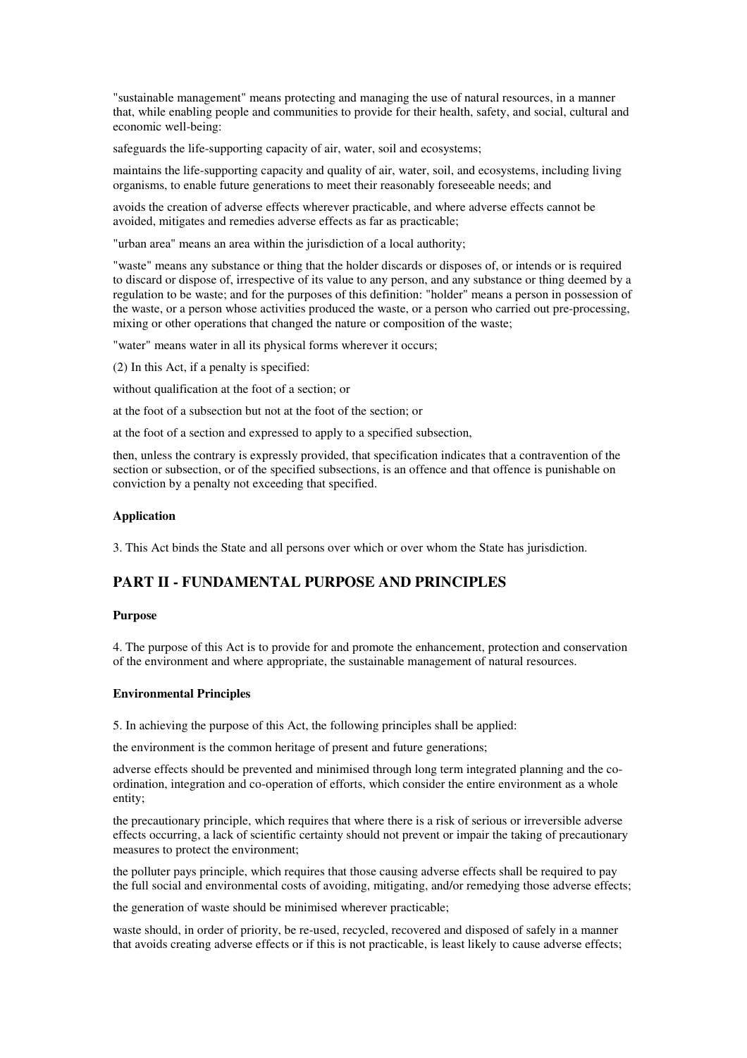"sustainable management" means protecting and managing the use of natural resources, in a manner that, while enabling people and communities to provide for their health, safety, and social, cultural and economic well-being:

safeguards the life-supporting capacity of air, water, soil and ecosystems;

maintains the life-supporting capacity and quality of air, water, soil, and ecosystems, including living organisms, to enable future generations to meet their reasonably foreseeable needs; and

avoids the creation of adverse effects wherever practicable, and where adverse effects cannot be avoided, mitigates and remedies adverse effects as far as practicable;

"urban area" means an area within the jurisdiction of a local authority;

"waste" means any substance or thing that the holder discards or disposes of, or intends or is required to discard or dispose of, irrespective of its value to any person, and any substance or thing deemed by a regulation to be waste; and for the purposes of this definition: "holder" means a person in possession of the waste, or a person whose activities produced the waste, or a person who carried out pre-processing, mixing or other operations that changed the nature or composition of the waste;

"water" means water in all its physical forms wherever it occurs;

(2) In this Act, if a penalty is specified:

without qualification at the foot of a section; or

at the foot of a subsection but not at the foot of the section; or

at the foot of a section and expressed to apply to a specified subsection,

then, unless the contrary is expressly provided, that specification indicates that a contravention of the section or subsection, or of the specified subsections, is an offence and that offence is punishable on conviction by a penalty not exceeding that specified.

#### Application

3. This Act binds the State and all persons over which or over whom the State has jurisdiction.

## PART II - FUNDAMENTAL PURPOSE AND PRINCIPLES

#### Purpose

4. The purpose of this Act is to provide for and promote the enhancement, protection and conservation of the environment and where appropriate, the sustainable management of natural resources.

#### Environmental Principles

5. In achieving the purpose of this Act, the following principles shall be applied:

the environment is the common heritage of present and future generations;

adverse effects should be prevented and minimised through long term integrated planning and the co-ordination, integration and co-operation of efforts, which consider the entire environment as a whole entity;

the precautionary principle, which requires that where there is a risk of serious or irreversible adverse effects occurring, a lack of scientific certainty should not prevent or impair the taking of precautionary measures to protect the environment;

the polluter pays principle, which requires that those causing adverse effects shall be required to pay the full social and environmental costs of avoiding, mitigating, and/or remedying those adverse effects;

the generation of waste should be minimised wherever practicable;

waste should, in order of priority, be re-used, recycled, recovered and disposed of safely in a manner that avoids creating adverse effects or if this is not practicable, is least likely to cause adverse effects;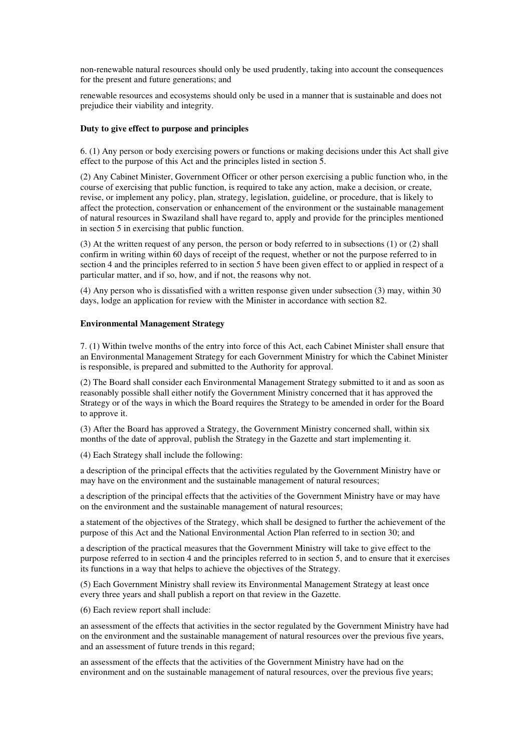non-renewable natural resources should only be used prudently, taking into account the consequences for the present and future generations; and

renewable resources and ecosystems should only be used in a manner that is sustainable and does not prejudice their viability and integrity.

**Duty to give effect to purpose and principles**

6. (1) Any person or body exercising powers or functions or making decisions under this Act shall give effect to the purpose of this Act and the principles listed in section 5.

(2) Any Cabinet Minister, Government Officer or other person exercising a public function who, in the course of exercising that public function, is required to take any action, make a decision, or create, revise, or implement any policy, plan, strategy, legislation, guideline, or procedure, that is likely to affect the protection, conservation or enhancement of the environment or the sustainable management of natural resources in Swaziland shall have regard to, apply and provide for the principles mentioned in section 5 in exercising that public function.

(3) At the written request of any person, the person or body referred to in subsections (1) or (2) shall confirm in writing within 60 days of receipt of the request, whether or not the purpose referred to in section 4 and the principles referred to in section 5 have been given effect to or applied in respect of a particular matter, and if so, how, and if not, the reasons why not.

(4) Any person who is dissatisfied with a written response given under subsection (3) may, within 30 days, lodge an application for review with the Minister in accordance with section 82.

**Environmental Management Strategy**

7. (1) Within twelve months of the entry into force of this Act, each Cabinet Minister shall ensure that an Environmental Management Strategy for each Government Ministry for which the Cabinet Minister is responsible, is prepared and submitted to the Authority for approval.

(2) The Board shall consider each Environmental Management Strategy submitted to it and as soon as reasonably possible shall either notify the Government Ministry concerned that it has approved the Strategy or of the ways in which the Board requires the Strategy to be amended in order for the Board to approve it.

(3) After the Board has approved a Strategy, the Government Ministry concerned shall, within six months of the date of approval, publish the Strategy in the Gazette and start implementing it.

(4) Each Strategy shall include the following:

a description of the principal effects that the activities regulated by the Government Ministry have or may have on the environment and the sustainable management of natural resources;

a description of the principal effects that the activities of the Government Ministry have or may have on the environment and the sustainable management of natural resources;

a statement of the objectives of the Strategy, which shall be designed to further the achievement of the purpose of this Act and the National Environmental Action Plan referred to in section 30; and

a description of the practical measures that the Government Ministry will take to give effect to the purpose referred to in section 4 and the principles referred to in section 5, and to ensure that it exercises its functions in a way that helps to achieve the objectives of the Strategy.

(5) Each Government Ministry shall review its Environmental Management Strategy at least once every three years and shall publish a report on that review in the Gazette.

(6) Each review report shall include:

an assessment of the effects that activities in the sector regulated by the Government Ministry have had on the environment and the sustainable management of natural resources over the previous five years, and an assessment of future trends in this regard;

an assessment of the effects that the activities of the Government Ministry have had on the environment and on the sustainable management of natural resources, over the previous five years;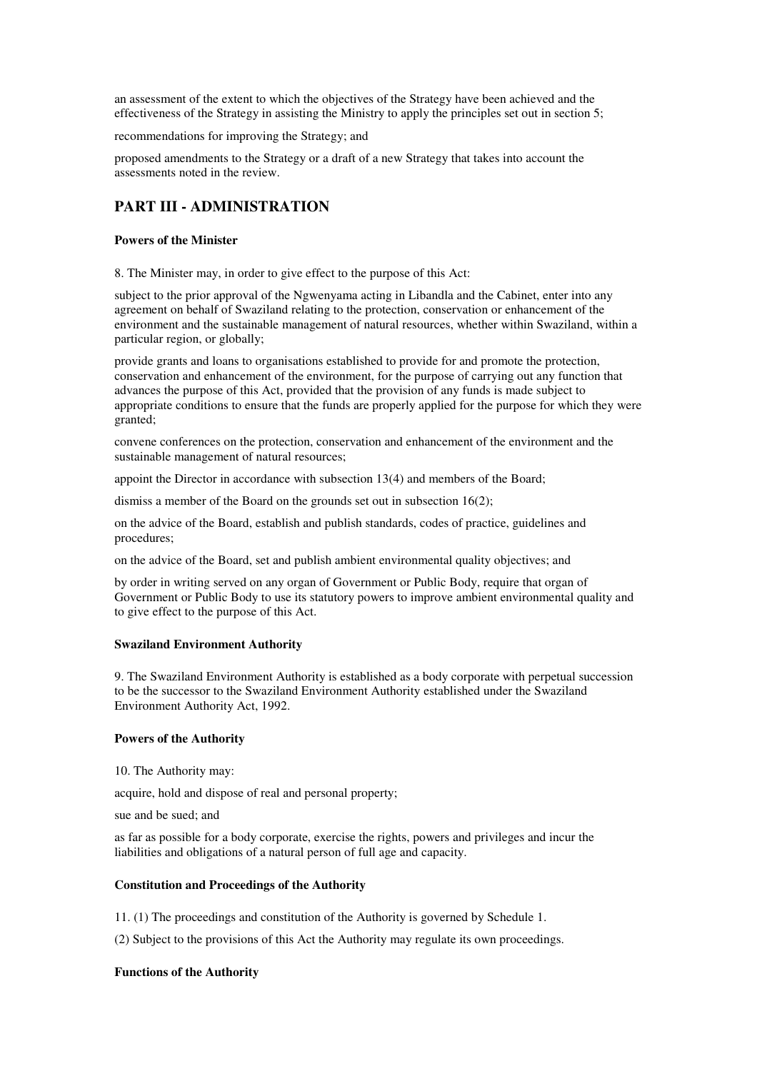an assessment of the extent to which the objectives of the Strategy have been achieved and the effectiveness of the Strategy in assisting the Ministry to apply the principles set out in section 5;

recommendations for improving the Strategy; and

proposed amendments to the Strategy or a draft of a new Strategy that takes into account the assessments noted in the review.

## PART III - ADMINISTRATION

**Powers of the Minister**

8. The Minister may, in order to give effect to the purpose of this Act:

subject to the prior approval of the Ngwenyama acting in Libandla and the Cabinet, enter into any agreement on behalf of Swaziland relating to the protection, conservation or enhancement of the environment and the sustainable management of natural resources, whether within Swaziland, within a particular region, or globally;

provide grants and loans to organisations established to provide for and promote the protection, conservation and enhancement of the environment, for the purpose of carrying out any function that advances the purpose of this Act, provided that the provision of any funds is made subject to appropriate conditions to ensure that the funds are properly applied for the purpose for which they were granted;

convene conferences on the protection, conservation and enhancement of the environment and the sustainable management of natural resources;

appoint the Director in accordance with subsection 13(4) and members of the Board;

dismiss a member of the Board on the grounds set out in subsection 16(2);

on the advice of the Board, establish and publish standards, codes of practice, guidelines and procedures;

on the advice of the Board, set and publish ambient environmental quality objectives; and

by order in writing served on any organ of Government or Public Body, require that organ of Government or Public Body to use its statutory powers to improve ambient environmental quality and to give effect to the purpose of this Act.

**Swaziland Environment Authority**

9. The Swaziland Environment Authority is established as a body corporate with perpetual succession to be the successor to the Swaziland Environment Authority established under the Swaziland Environment Authority Act, 1992.

**Powers of the Authority**

10. The Authority may:

acquire, hold and dispose of real and personal property;

sue and be sued; and

as far as possible for a body corporate, exercise the rights, powers and privileges and incur the liabilities and obligations of a natural person of full age and capacity.

**Constitution and Proceedings of the Authority**

11. (1) The proceedings and constitution of the Authority is governed by Schedule 1.

(2) Subject to the provisions of this Act the Authority may regulate its own proceedings.

**Functions of the Authority**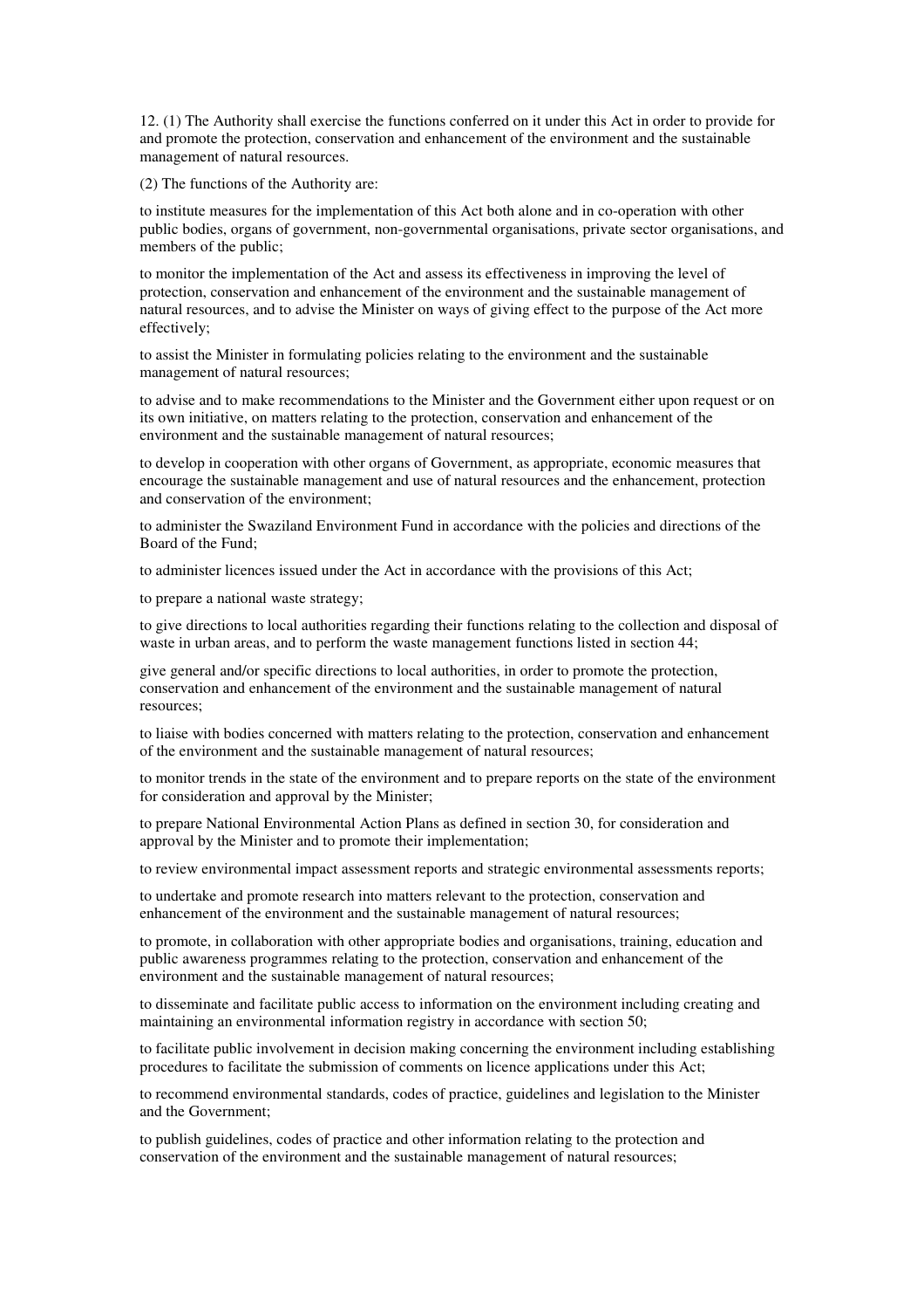12. (1) The Authority shall exercise the functions conferred on it under this Act in order to provide for and promote the protection, conservation and enhancement of the environment and the sustainable management of natural resources.

(2) The functions of the Authority are:

to institute measures for the implementation of this Act both alone and in co-operation with other public bodies, organs of government, non-governmental organisations, private sector organisations, and members of the public;

to monitor the implementation of the Act and assess its effectiveness in improving the level of protection, conservation and enhancement of the environment and the sustainable management of natural resources, and to advise the Minister on ways of giving effect to the purpose of the Act more effectively;

to assist the Minister in formulating policies relating to the environment and the sustainable management of natural resources;

to advise and to make recommendations to the Minister and the Government either upon request or on its own initiative, on matters relating to the protection, conservation and enhancement of the environment and the sustainable management of natural resources;

to develop in cooperation with other organs of Government, as appropriate, economic measures that encourage the sustainable management and use of natural resources and the enhancement, protection and conservation of the environment;

to administer the Swaziland Environment Fund in accordance with the policies and directions of the Board of the Fund;

to administer licences issued under the Act in accordance with the provisions of this Act;

to prepare a national waste strategy;

to give directions to local authorities regarding their functions relating to the collection and disposal of waste in urban areas, and to perform the waste management functions listed in section 44;

give general and/or specific directions to local authorities, in order to promote the protection, conservation and enhancement of the environment and the sustainable management of natural resources;

to liaise with bodies concerned with matters relating to the protection, conservation and enhancement of the environment and the sustainable management of natural resources;

to monitor trends in the state of the environment and to prepare reports on the state of the environment for consideration and approval by the Minister;

to prepare National Environmental Action Plans as defined in section 30, for consideration and approval by the Minister and to promote their implementation;

to review environmental impact assessment reports and strategic environmental assessments reports;

to undertake and promote research into matters relevant to the protection, conservation and enhancement of the environment and the sustainable management of natural resources;

to promote, in collaboration with other appropriate bodies and organisations, training, education and public awareness programmes relating to the protection, conservation and enhancement of the environment and the sustainable management of natural resources;

to disseminate and facilitate public access to information on the environment including creating and maintaining an environmental information registry in accordance with section 50;

to facilitate public involvement in decision making concerning the environment including establishing procedures to facilitate the submission of comments on licence applications under this Act;

to recommend environmental standards, codes of practice, guidelines and legislation to the Minister and the Government;

to publish guidelines, codes of practice and other information relating to the protection and conservation of the environment and the sustainable management of natural resources;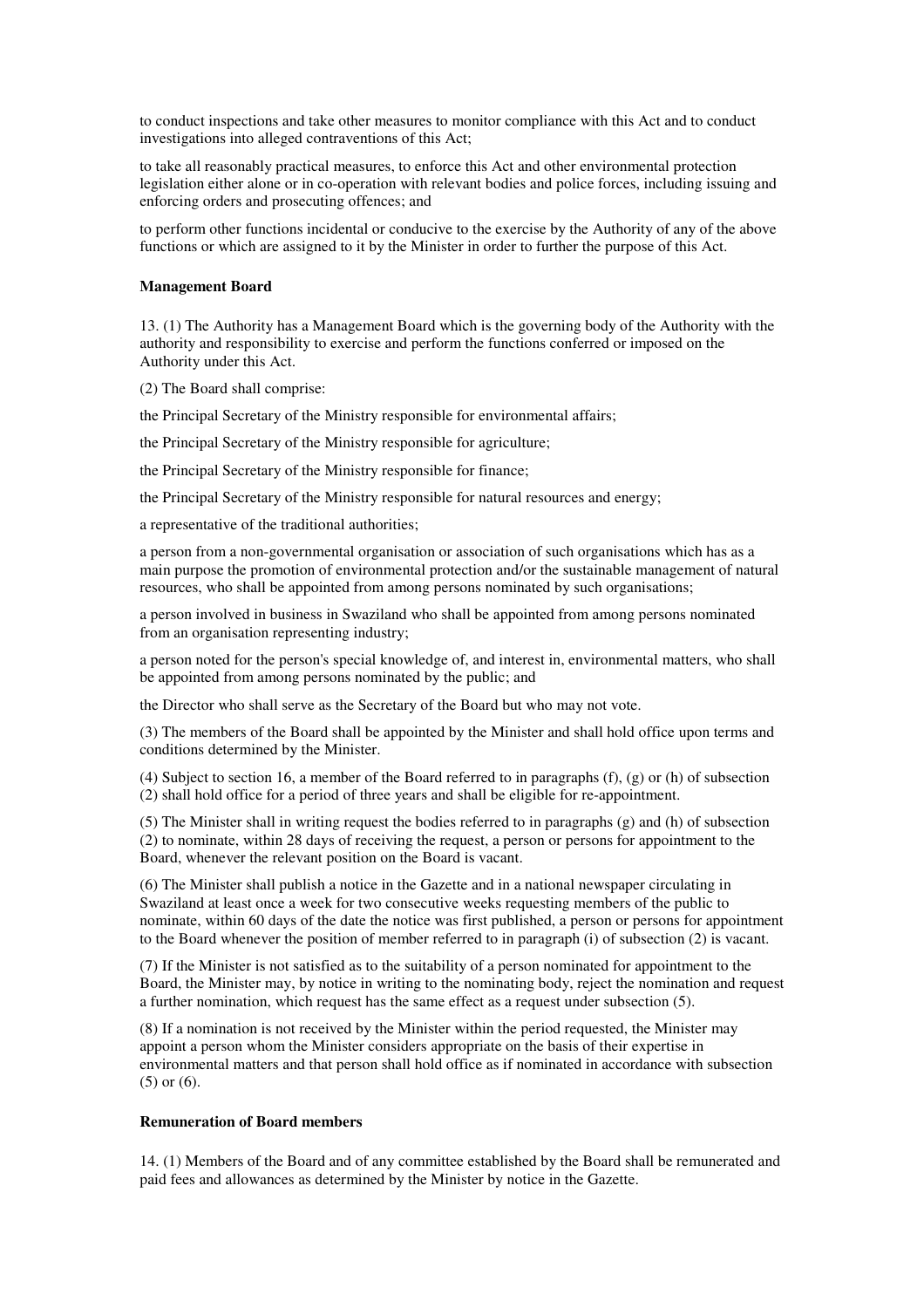to conduct inspections and take other measures to monitor compliance with this Act and to conduct investigations into alleged contraventions of this Act;

to take all reasonably practical measures, to enforce this Act and other environmental protection legislation either alone or in co-operation with relevant bodies and police forces, including issuing and enforcing orders and prosecuting offences; and

to perform other functions incidental or conducive to the exercise by the Authority of any of the above functions or which are assigned to it by the Minister in order to further the purpose of this Act.

**Management Board**

13. (1) The Authority has a Management Board which is the governing body of the Authority with the authority and responsibility to exercise and perform the functions conferred or imposed on the Authority under this Act.

(2) The Board shall comprise:

the Principal Secretary of the Ministry responsible for environmental affairs;

the Principal Secretary of the Ministry responsible for agriculture;

the Principal Secretary of the Ministry responsible for finance;

the Principal Secretary of the Ministry responsible for natural resources and energy;

a representative of the traditional authorities;

a person from a non-governmental organisation or association of such organisations which has as a main purpose the promotion of environmental protection and/or the sustainable management of natural resources, who shall be appointed from among persons nominated by such organisations;

a person involved in business in Swaziland who shall be appointed from among persons nominated from an organisation representing industry;

a person noted for the person's special knowledge of, and interest in, environmental matters, who shall be appointed from among persons nominated by the public; and

the Director who shall serve as the Secretary of the Board but who may not vote.

(3) The members of the Board shall be appointed by the Minister and shall hold office upon terms and conditions determined by the Minister.

(4) Subject to section 16, a member of the Board referred to in paragraphs (f), (g) or (h) of subsection (2) shall hold office for a period of three years and shall be eligible for re-appointment.

(5) The Minister shall in writing request the bodies referred to in paragraphs (g) and (h) of subsection (2) to nominate, within 28 days of receiving the request, a person or persons for appointment to the Board, whenever the relevant position on the Board is vacant.

(6) The Minister shall publish a notice in the Gazette and in a national newspaper circulating in Swaziland at least once a week for two consecutive weeks requesting members of the public to nominate, within 60 days of the date the notice was first published, a person or persons for appointment to the Board whenever the position of member referred to in paragraph (i) of subsection (2) is vacant.

(7) If the Minister is not satisfied as to the suitability of a person nominated for appointment to the Board, the Minister may, by notice in writing to the nominating body, reject the nomination and request a further nomination, which request has the same effect as a request under subsection (5).

(8) If a nomination is not received by the Minister within the period requested, the Minister may appoint a person whom the Minister considers appropriate on the basis of their expertise in environmental matters and that person shall hold office as if nominated in accordance with subsection (5) or (6).

**Remuneration of Board members**

14. (1) Members of the Board and of any committee established by the Board shall be remunerated and paid fees and allowances as determined by the Minister by notice in the Gazette.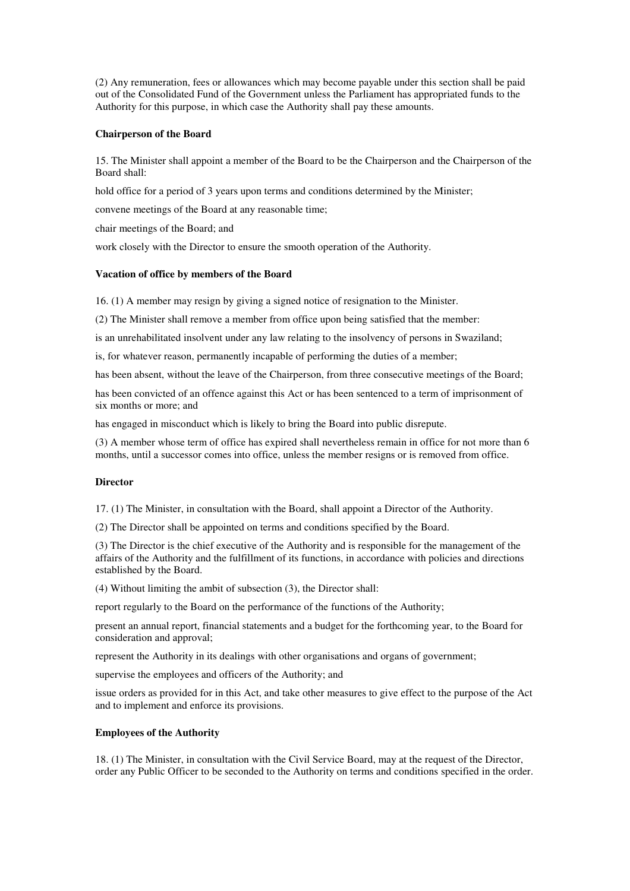(2) Any remuneration, fees or allowances which may become payable under this section shall be paid out of the Consolidated Fund of the Government unless the Parliament has appropriated funds to the Authority for this purpose, in which case the Authority shall pay these amounts.

**Chairperson of the Board**

15. The Minister shall appoint a member of the Board to be the Chairperson and the Chairperson of the Board shall:

hold office for a period of 3 years upon terms and conditions determined by the Minister;

convene meetings of the Board at any reasonable time;

chair meetings of the Board; and

work closely with the Director to ensure the smooth operation of the Authority.

**Vacation of office by members of the Board**

16. (1) A member may resign by giving a signed notice of resignation to the Minister.

(2) The Minister shall remove a member from office upon being satisfied that the member:

is an unrehabilitated insolvent under any law relating to the insolvency of persons in Swaziland;

is, for whatever reason, permanently incapable of performing the duties of a member;

has been absent, without the leave of the Chairperson, from three consecutive meetings of the Board;

has been convicted of an offence against this Act or has been sentenced to a term of imprisonment of six months or more; and

has engaged in misconduct which is likely to bring the Board into public disrepute.

(3) A member whose term of office has expired shall nevertheless remain in office for not more than 6 months, until a successor comes into office, unless the member resigns or is removed from office.

**Director**

17. (1) The Minister, in consultation with the Board, shall appoint a Director of the Authority.

(2) The Director shall be appointed on terms and conditions specified by the Board.

(3) The Director is the chief executive of the Authority and is responsible for the management of the affairs of the Authority and the fulfillment of its functions, in accordance with policies and directions established by the Board.

(4) Without limiting the ambit of subsection (3), the Director shall:

report regularly to the Board on the performance of the functions of the Authority;

present an annual report, financial statements and a budget for the forthcoming year, to the Board for consideration and approval;

represent the Authority in its dealings with other organisations and organs of government;

supervise the employees and officers of the Authority; and

issue orders as provided for in this Act, and take other measures to give effect to the purpose of the Act and to implement and enforce its provisions.

**Employees of the Authority**

18. (1) The Minister, in consultation with the Civil Service Board, may at the request of the Director, order any Public Officer to be seconded to the Authority on terms and conditions specified in the order.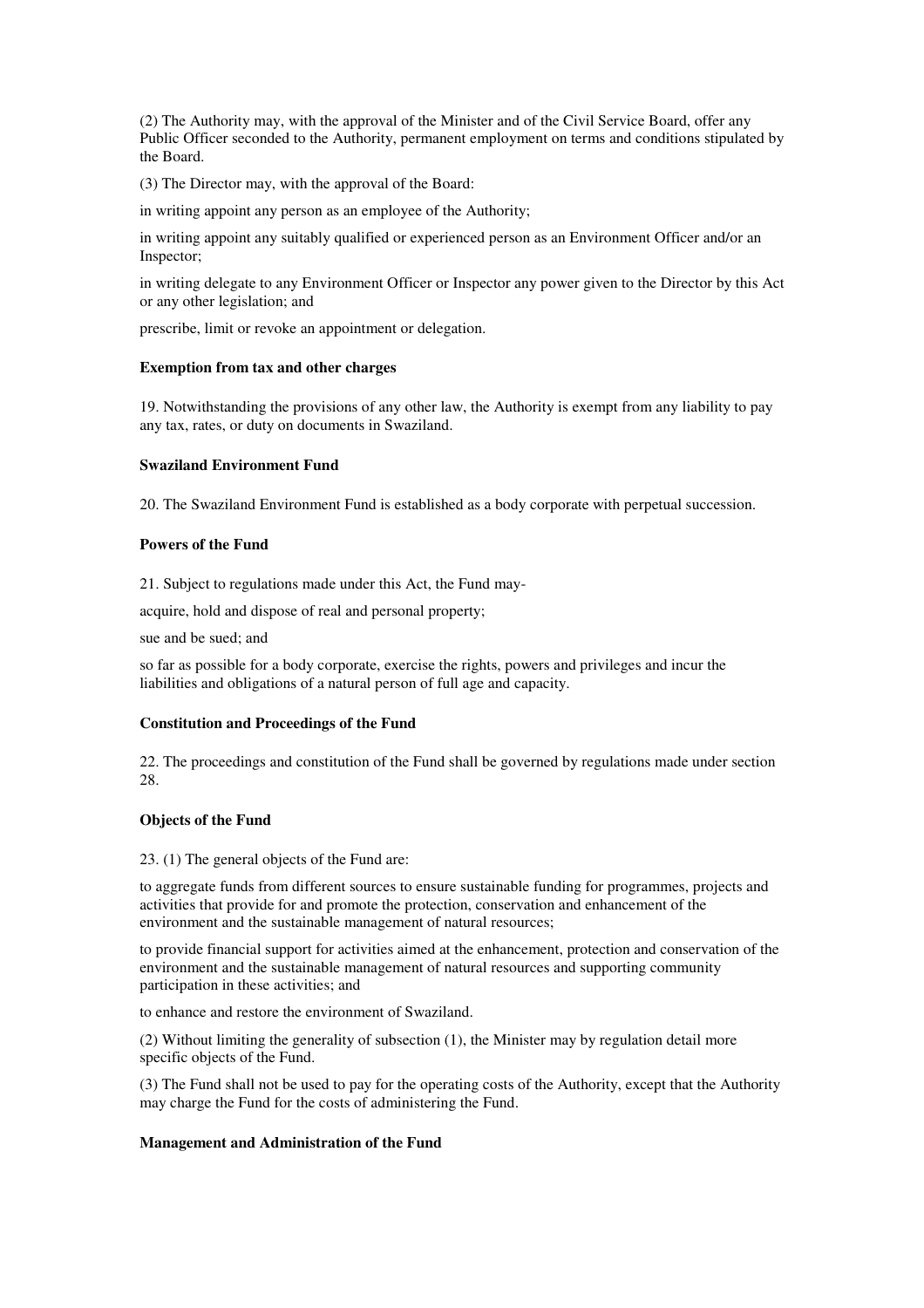(2) The Authority may, with the approval of the Minister and of the Civil Service Board, offer any Public Officer seconded to the Authority, permanent employment on terms and conditions stipulated by the Board.

(3) The Director may, with the approval of the Board:

in writing appoint any person as an employee of the Authority;

in writing appoint any suitably qualified or experienced person as an Environment Officer and/or an Inspector;

in writing delegate to any Environment Officer or Inspector any power given to the Director by this Act or any other legislation; and

prescribe, limit or revoke an appointment or delegation.

**Exemption from tax and other charges**

19. Notwithstanding the provisions of any other law, the Authority is exempt from any liability to pay any tax, rates, or duty on documents in Swaziland.

**Swaziland Environment Fund**

20. The Swaziland Environment Fund is established as a body corporate with perpetual succession.

**Powers of the Fund**

21. Subject to regulations made under this Act, the Fund may-

acquire, hold and dispose of real and personal property;

sue and be sued; and

so far as possible for a body corporate, exercise the rights, powers and privileges and incur the liabilities and obligations of a natural person of full age and capacity.

**Constitution and Proceedings of the Fund**

22. The proceedings and constitution of the Fund shall be governed by regulations made under section 28.

**Objects of the Fund**

23. (1) The general objects of the Fund are:

to aggregate funds from different sources to ensure sustainable funding for programmes, projects and activities that provide for and promote the protection, conservation and enhancement of the environment and the sustainable management of natural resources;

to provide financial support for activities aimed at the enhancement, protection and conservation of the environment and the sustainable management of natural resources and supporting community participation in these activities; and

to enhance and restore the environment of Swaziland.

(2) Without limiting the generality of subsection (1), the Minister may by regulation detail more specific objects of the Fund.

(3) The Fund shall not be used to pay for the operating costs of the Authority, except that the Authority may charge the Fund for the costs of administering the Fund.

**Management and Administration of the Fund**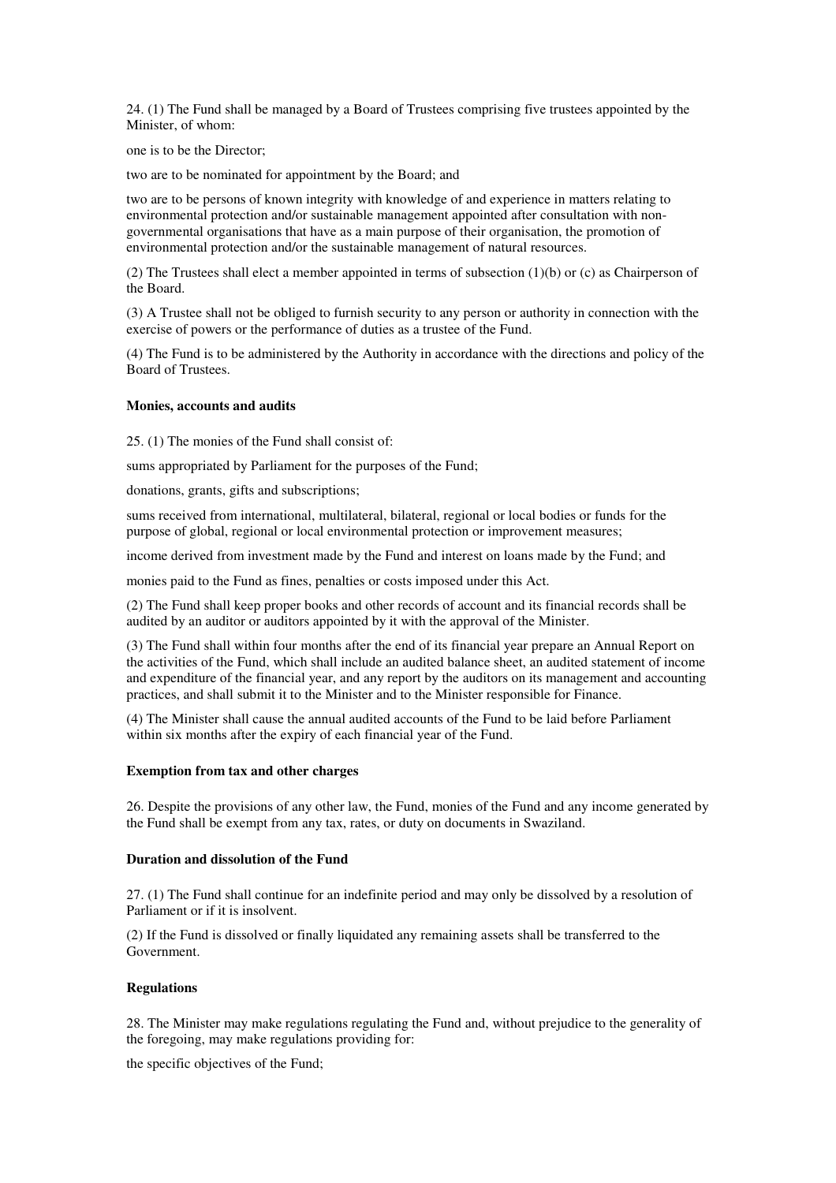24. (1) The Fund shall be managed by a Board of Trustees comprising five trustees appointed by the Minister, of whom:

one is to be the Director;

two are to be nominated for appointment by the Board; and

two are to be persons of known integrity with knowledge of and experience in matters relating to environmental protection and/or sustainable management appointed after consultation with non-governmental organisations that have as a main purpose of their organisation, the promotion of environmental protection and/or the sustainable management of natural resources.

(2) The Trustees shall elect a member appointed in terms of subsection (1)(b) or (c) as Chairperson of the Board.

(3) A Trustee shall not be obliged to furnish security to any person or authority in connection with the exercise of powers or the performance of duties as a trustee of the Fund.

(4) The Fund is to be administered by the Authority in accordance with the directions and policy of the Board of Trustees.

**Monies, accounts and audits**

25. (1) The monies of the Fund shall consist of:

sums appropriated by Parliament for the purposes of the Fund;

donations, grants, gifts and subscriptions;

sums received from international, multilateral, bilateral, regional or local bodies or funds for the purpose of global, regional or local environmental protection or improvement measures;

income derived from investment made by the Fund and interest on loans made by the Fund; and

monies paid to the Fund as fines, penalties or costs imposed under this Act.

(2) The Fund shall keep proper books and other records of account and its financial records shall be audited by an auditor or auditors appointed by it with the approval of the Minister.

(3) The Fund shall within four months after the end of its financial year prepare an Annual Report on the activities of the Fund, which shall include an audited balance sheet, an audited statement of income and expenditure of the financial year, and any report by the auditors on its management and accounting practices, and shall submit it to the Minister and to the Minister responsible for Finance.

(4) The Minister shall cause the annual audited accounts of the Fund to be laid before Parliament within six months after the expiry of each financial year of the Fund.

**Exemption from tax and other charges**

26. Despite the provisions of any other law, the Fund, monies of the Fund and any income generated by the Fund shall be exempt from any tax, rates, or duty on documents in Swaziland.

**Duration and dissolution of the Fund**

27. (1) The Fund shall continue for an indefinite period and may only be dissolved by a resolution of Parliament or if it is insolvent.

(2) If the Fund is dissolved or finally liquidated any remaining assets shall be transferred to the Government.

**Regulations**

28. The Minister may make regulations regulating the Fund and, without prejudice to the generality of the foregoing, may make regulations providing for:

the specific objectives of the Fund;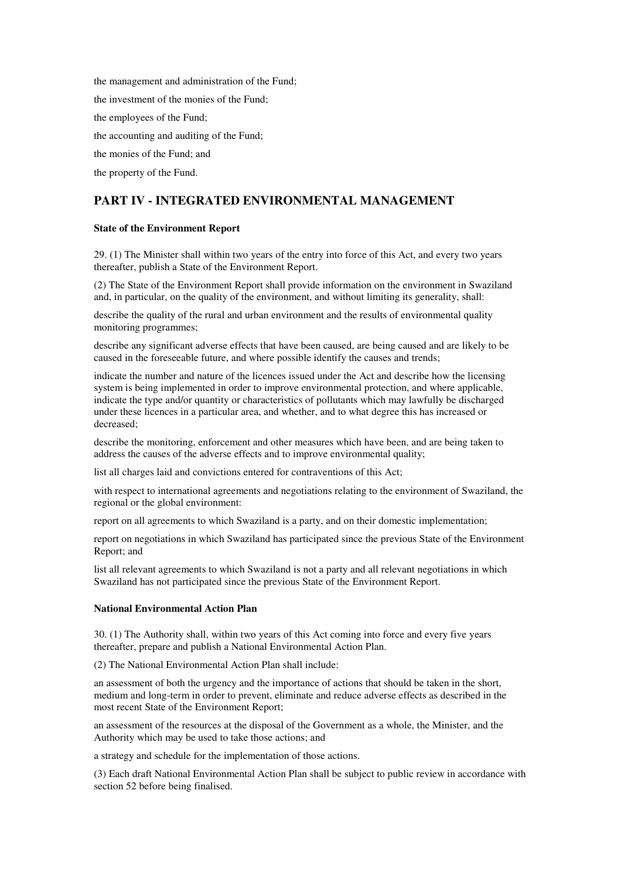the management and administration of the Fund;

the investment of the monies of the Fund;

the employees of the Fund;

the accounting and auditing of the Fund;

the monies of the Fund; and

the property of the Fund.

## PART IV - INTEGRATED ENVIRONMENTAL MANAGEMENT

### State of the Environment Report

29. (1) The Minister shall within two years of the entry into force of this Act, and every two years thereafter, publish a State of the Environment Report.

(2) The State of the Environment Report shall provide information on the environment in Swaziland and, in particular, on the quality of the environment, and without limiting its generality, shall:

describe the quality of the rural and urban environment and the results of environmental quality monitoring programmes;

describe any significant adverse effects that have been caused, are being caused and are likely to be caused in the foreseeable future, and where possible identify the causes and trends;

indicate the number and nature of the licences issued under the Act and describe how the licensing system is being implemented in order to improve environmental protection, and where applicable, indicate the type and/or quantity or characteristics of pollutants which may lawfully be discharged under these licences in a particular area, and whether, and to what degree this has increased or decreased;

describe the monitoring, enforcement and other measures which have been, and are being taken to address the causes of the adverse effects and to improve environmental quality;

list all charges laid and convictions entered for contraventions of this Act;

with respect to international agreements and negotiations relating to the environment of Swaziland, the regional or the global environment:

report on all agreements to which Swaziland is a party, and on their domestic implementation;

report on negotiations in which Swaziland has participated since the previous State of the Environment Report; and

list all relevant agreements to which Swaziland is not a party and all relevant negotiations in which Swaziland has not participated since the previous State of the Environment Report.

### National Environmental Action Plan

30. (1) The Authority shall, within two years of this Act coming into force and every five years thereafter, prepare and publish a National Environmental Action Plan.

(2) The National Environmental Action Plan shall include:

an assessment of both the urgency and the importance of actions that should be taken in the short, medium and long-term in order to prevent, eliminate and reduce adverse effects as described in the most recent State of the Environment Report;

an assessment of the resources at the disposal of the Government as a whole, the Minister, and the Authority which may be used to take those actions; and

a strategy and schedule for the implementation of those actions.

(3) Each draft National Environmental Action Plan shall be subject to public review in accordance with section 52 before being finalised.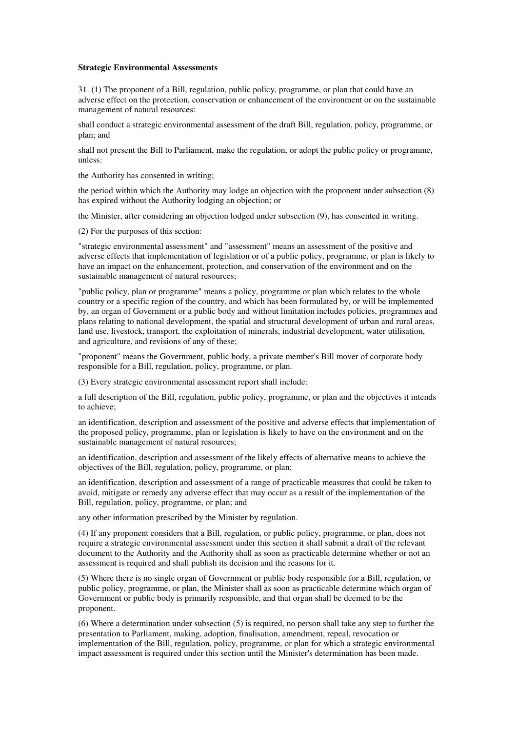**Strategic Environmental Assessments**

31. (1) The proponent of a Bill, regulation, public policy, programme, or plan that could have an adverse effect on the protection, conservation or enhancement of the environment or on the sustainable management of natural resources:

shall conduct a strategic environmental assessment of the draft Bill, regulation, policy, programme, or plan; and

shall not present the Bill to Parliament, make the regulation, or adopt the public policy or programme, unless:

the Authority has consented in writing;

the period within which the Authority may lodge an objection with the proponent under subsection (8) has expired without the Authority lodging an objection; or

the Minister, after considering an objection lodged under subsection (9), has consented in writing.

(2) For the purposes of this section:

"strategic environmental assessment" and "assessment" means an assessment of the positive and adverse effects that implementation of legislation or of a public policy, programme, or plan is likely to have an impact on the enhancement, protection, and conservation of the environment and on the sustainable management of natural resources;

"public policy, plan or programme" means a policy, programme or plan which relates to the whole country or a specific region of the country, and which has been formulated by, or will be implemented by, an organ of Government or a public body and without limitation includes policies, programmes and plans relating to national development, the spatial and structural development of urban and rural areas, land use, livestock, transport, the exploitation of minerals, industrial development, water utilisation, and agriculture, and revisions of any of these;

"proponent" means the Government, public body, a private member's Bill mover of corporate body responsible for a Bill, regulation, policy, programme, or plan.

(3) Every strategic environmental assessment report shall include:

a full description of the Bill, regulation, public policy, programme, or plan and the objectives it intends to achieve;

an identification, description and assessment of the positive and adverse effects that implementation of the proposed policy, programme, plan or legislation is likely to have on the environment and on the sustainable management of natural resources;

an identification, description and assessment of the likely effects of alternative means to achieve the objectives of the Bill, regulation, policy, programme, or plan;

an identification, description and assessment of a range of practicable measures that could be taken to avoid, mitigate or remedy any adverse effect that may occur as a result of the implementation of the Bill, regulation, policy, programme, or plan; and

any other information prescribed by the Minister by regulation.

(4) If any proponent considers that a Bill, regulation, or public policy, programme, or plan, does not require a strategic environmental assessment under this section it shall submit a draft of the relevant document to the Authority and the Authority shall as soon as practicable determine whether or not an assessment is required and shall publish its decision and the reasons for it.

(5) Where there is no single organ of Government or public body responsible for a Bill, regulation, or public policy, programme, or plan, the Minister shall as soon as practicable determine which organ of Government or public body is primarily responsible, and that organ shall be deemed to be the proponent.

(6) Where a determination under subsection (5) is required, no person shall take any step to further the presentation to Parliament, making, adoption, finalisation, amendment, repeal, revocation or implementation of the Bill, regulation, policy, programme, or plan for which a strategic environmental impact assessment is required under this section until the Minister's determination has been made.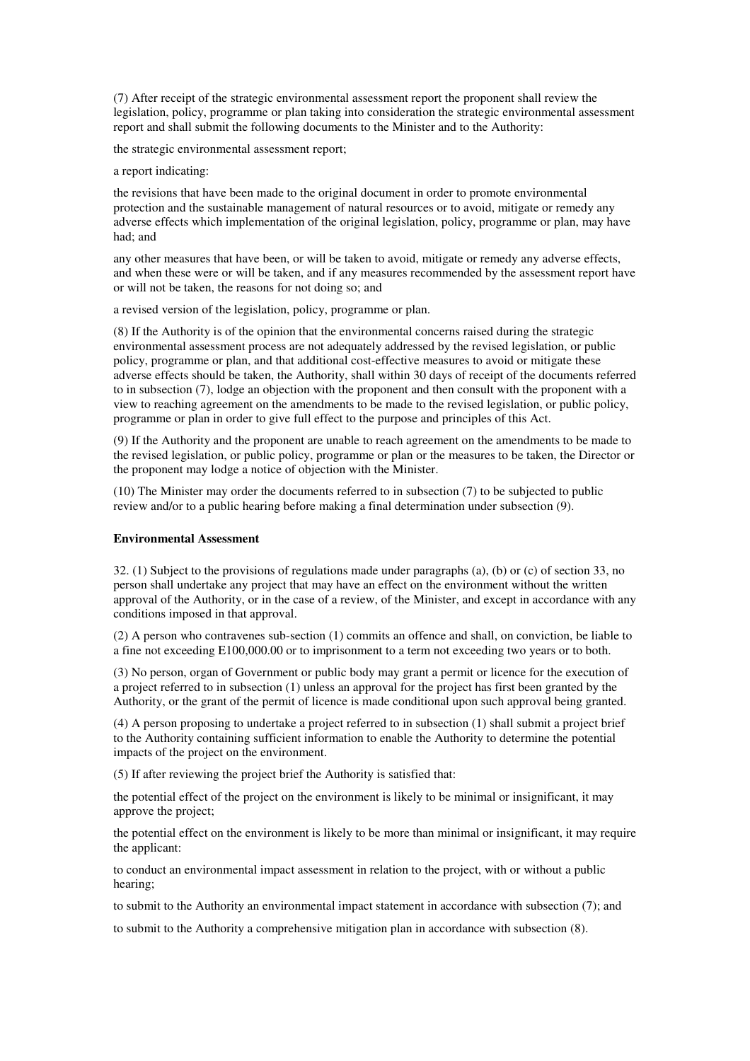(7) After receipt of the strategic environmental assessment report the proponent shall review the legislation, policy, programme or plan taking into consideration the strategic environmental assessment report and shall submit the following documents to the Minister and to the Authority:

the strategic environmental assessment report;

a report indicating:

the revisions that have been made to the original document in order to promote environmental protection and the sustainable management of natural resources or to avoid, mitigate or remedy any adverse effects which implementation of the original legislation, policy, programme or plan, may have had; and

any other measures that have been, or will be taken to avoid, mitigate or remedy any adverse effects, and when these were or will be taken, and if any measures recommended by the assessment report have or will not be taken, the reasons for not doing so; and

a revised version of the legislation, policy, programme or plan.

(8) If the Authority is of the opinion that the environmental concerns raised during the strategic environmental assessment process are not adequately addressed by the revised legislation, or public policy, programme or plan, and that additional cost-effective measures to avoid or mitigate these adverse effects should be taken, the Authority, shall within 30 days of receipt of the documents referred to in subsection (7), lodge an objection with the proponent and then consult with the proponent with a view to reaching agreement on the amendments to be made to the revised legislation, or public policy, programme or plan in order to give full effect to the purpose and principles of this Act.

(9) If the Authority and the proponent are unable to reach agreement on the amendments to be made to the revised legislation, or public policy, programme or plan or the measures to be taken, the Director or the proponent may lodge a notice of objection with the Minister.

(10) The Minister may order the documents referred to in subsection (7) to be subjected to public review and/or to a public hearing before making a final determination under subsection (9).

**Environmental Assessment**

32. (1) Subject to the provisions of regulations made under paragraphs (a), (b) or (c) of section 33, no person shall undertake any project that may have an effect on the environment without the written approval of the Authority, or in the case of a review, of the Minister, and except in accordance with any conditions imposed in that approval.

(2) A person who contravenes sub-section (1) commits an offence and shall, on conviction, be liable to a fine not exceeding E100,000.00 or to imprisonment to a term not exceeding two years or to both.

(3) No person, organ of Government or public body may grant a permit or licence for the execution of a project referred to in subsection (1) unless an approval for the project has first been granted by the Authority, or the grant of the permit of licence is made conditional upon such approval being granted.

(4) A person proposing to undertake a project referred to in subsection (1) shall submit a project brief to the Authority containing sufficient information to enable the Authority to determine the potential impacts of the project on the environment.

(5) If after reviewing the project brief the Authority is satisfied that:

the potential effect of the project on the environment is likely to be minimal or insignificant, it may approve the project;

the potential effect on the environment is likely to be more than minimal or insignificant, it may require the applicant:

to conduct an environmental impact assessment in relation to the project, with or without a public hearing;

to submit to the Authority an environmental impact statement in accordance with subsection (7); and

to submit to the Authority a comprehensive mitigation plan in accordance with subsection (8).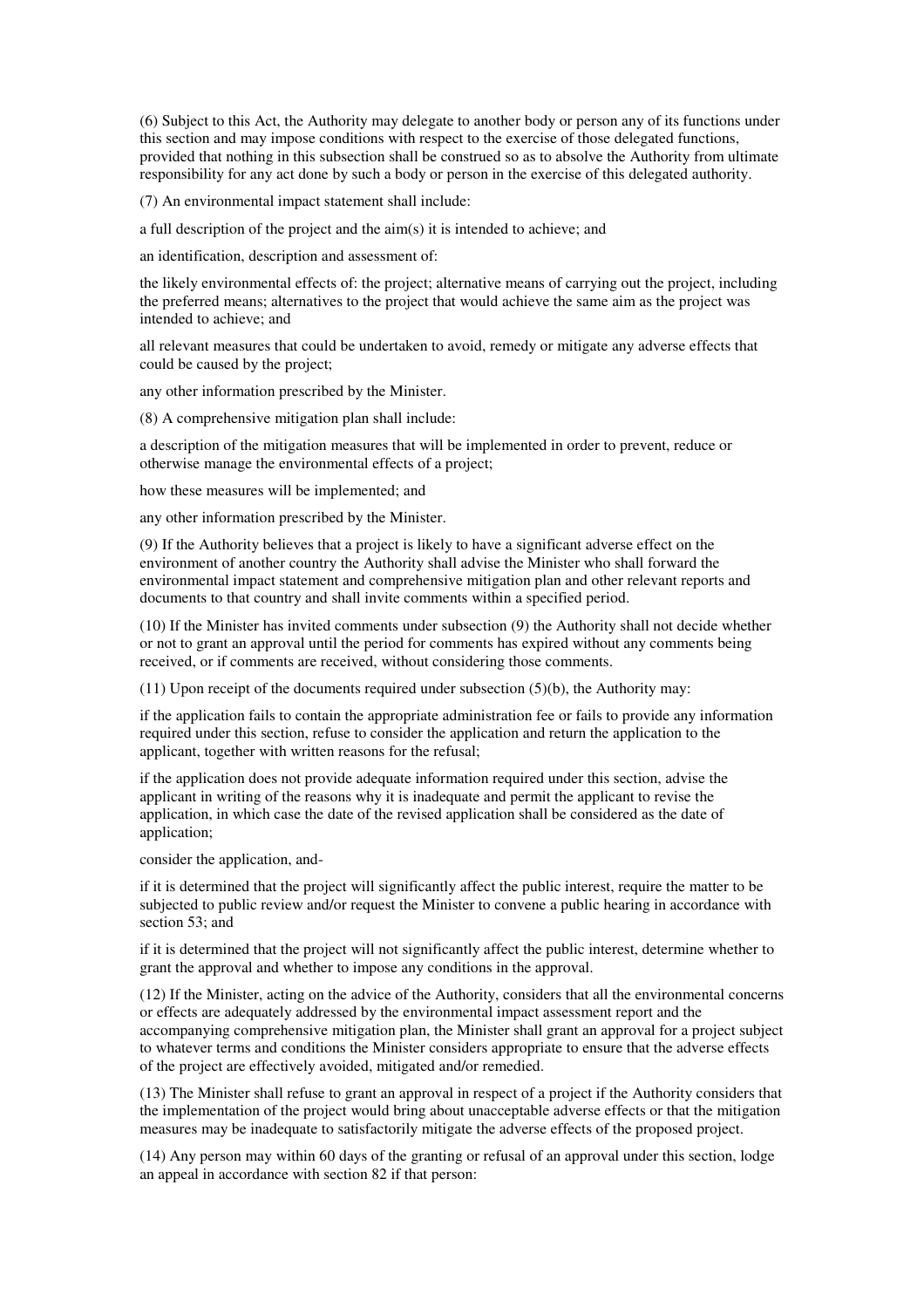(6) Subject to this Act, the Authority may delegate to another body or person any of its functions under this section and may impose conditions with respect to the exercise of those delegated functions, provided that nothing in this subsection shall be construed so as to absolve the Authority from ultimate responsibility for any act done by such a body or person in the exercise of this delegated authority.

(7) An environmental impact statement shall include:

a full description of the project and the aim(s) it is intended to achieve; and

an identification, description and assessment of:

the likely environmental effects of: the project; alternative means of carrying out the project, including the preferred means; alternatives to the project that would achieve the same aim as the project was intended to achieve; and

all relevant measures that could be undertaken to avoid, remedy or mitigate any adverse effects that could be caused by the project;

any other information prescribed by the Minister.

(8) A comprehensive mitigation plan shall include:

a description of the mitigation measures that will be implemented in order to prevent, reduce or otherwise manage the environmental effects of a project;

how these measures will be implemented; and

any other information prescribed by the Minister.

(9) If the Authority believes that a project is likely to have a significant adverse effect on the environment of another country the Authority shall advise the Minister who shall forward the environmental impact statement and comprehensive mitigation plan and other relevant reports and documents to that country and shall invite comments within a specified period.

(10) If the Minister has invited comments under subsection (9) the Authority shall not decide whether or not to grant an approval until the period for comments has expired without any comments being received, or if comments are received, without considering those comments.

(11) Upon receipt of the documents required under subsection (5)(b), the Authority may:

if the application fails to contain the appropriate administration fee or fails to provide any information required under this section, refuse to consider the application and return the application to the applicant, together with written reasons for the refusal;

if the application does not provide adequate information required under this section, advise the applicant in writing of the reasons why it is inadequate and permit the applicant to revise the application, in which case the date of the revised application shall be considered as the date of application;

consider the application, and-

if it is determined that the project will significantly affect the public interest, require the matter to be subjected to public review and/or request the Minister to convene a public hearing in accordance with section 53; and

if it is determined that the project will not significantly affect the public interest, determine whether to grant the approval and whether to impose any conditions in the approval.

(12) If the Minister, acting on the advice of the Authority, considers that all the environmental concerns or effects are adequately addressed by the environmental impact assessment report and the accompanying comprehensive mitigation plan, the Minister shall grant an approval for a project subject to whatever terms and conditions the Minister considers appropriate to ensure that the adverse effects of the project are effectively avoided, mitigated and/or remedied.

(13) The Minister shall refuse to grant an approval in respect of a project if the Authority considers that the implementation of the project would bring about unacceptable adverse effects or that the mitigation measures may be inadequate to satisfactorily mitigate the adverse effects of the proposed project.

(14) Any person may within 60 days of the granting or refusal of an approval under this section, lodge an appeal in accordance with section 82 if that person: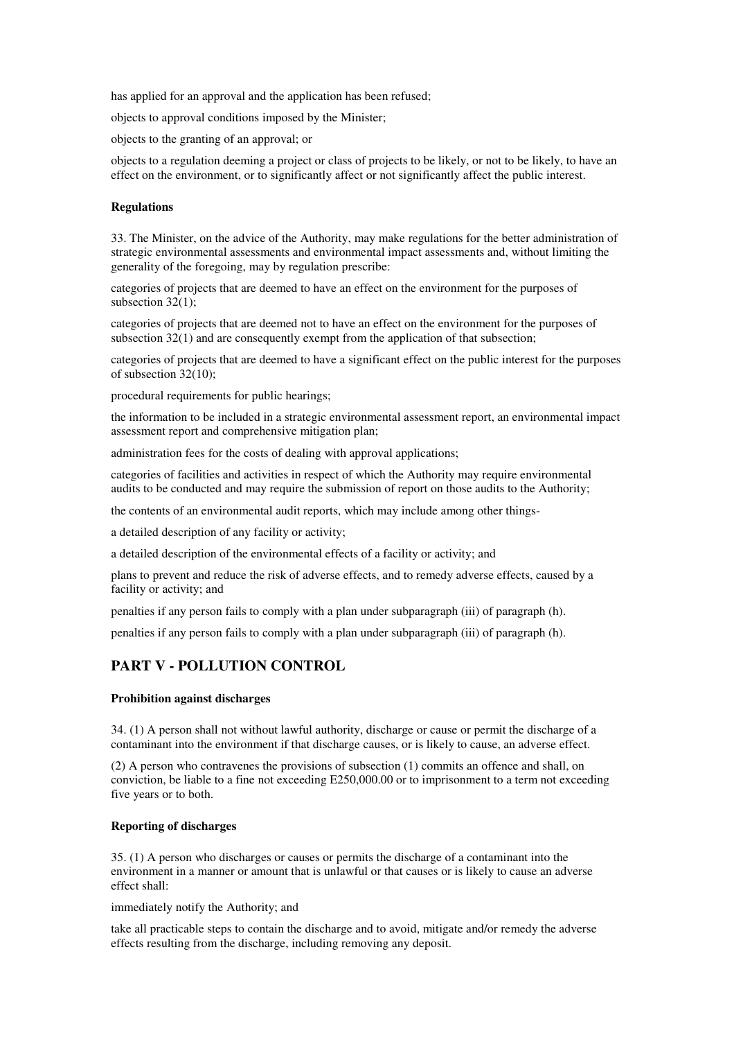has applied for an approval and the application has been refused;

objects to approval conditions imposed by the Minister;

objects to the granting of an approval; or

objects to a regulation deeming a project or class of projects to be likely, or not to be likely, to have an effect on the environment, or to significantly affect or not significantly affect the public interest.

**Regulations**

33. The Minister, on the advice of the Authority, may make regulations for the better administration of strategic environmental assessments and environmental impact assessments and, without limiting the generality of the foregoing, may by regulation prescribe:

categories of projects that are deemed to have an effect on the environment for the purposes of subsection 32(1);

categories of projects that are deemed not to have an effect on the environment for the purposes of subsection 32(1) and are consequently exempt from the application of that subsection;

categories of projects that are deemed to have a significant effect on the public interest for the purposes of subsection 32(10);

procedural requirements for public hearings;

the information to be included in a strategic environmental assessment report, an environmental impact assessment report and comprehensive mitigation plan;

administration fees for the costs of dealing with approval applications;

categories of facilities and activities in respect of which the Authority may require environmental audits to be conducted and may require the submission of report on those audits to the Authority;

the contents of an environmental audit reports, which may include among other things-

a detailed description of any facility or activity;

a detailed description of the environmental effects of a facility or activity; and

plans to prevent and reduce the risk of adverse effects, and to remedy adverse effects, caused by a facility or activity; and

penalties if any person fails to comply with a plan under subparagraph (iii) of paragraph (h).

penalties if any person fails to comply with a plan under subparagraph (iii) of paragraph (h).

## PART V - POLLUTION CONTROL

**Prohibition against discharges**

34. (1) A person shall not without lawful authority, discharge or cause or permit the discharge of a contaminant into the environment if that discharge causes, or is likely to cause, an adverse effect.

(2) A person who contravenes the provisions of subsection (1) commits an offence and shall, on conviction, be liable to a fine not exceeding E250,000.00 or to imprisonment to a term not exceeding five years or to both.

**Reporting of discharges**

35. (1) A person who discharges or causes or permits the discharge of a contaminant into the environment in a manner or amount that is unlawful or that causes or is likely to cause an adverse effect shall:

immediately notify the Authority; and

take all practicable steps to contain the discharge and to avoid, mitigate and/or remedy the adverse effects resulting from the discharge, including removing any deposit.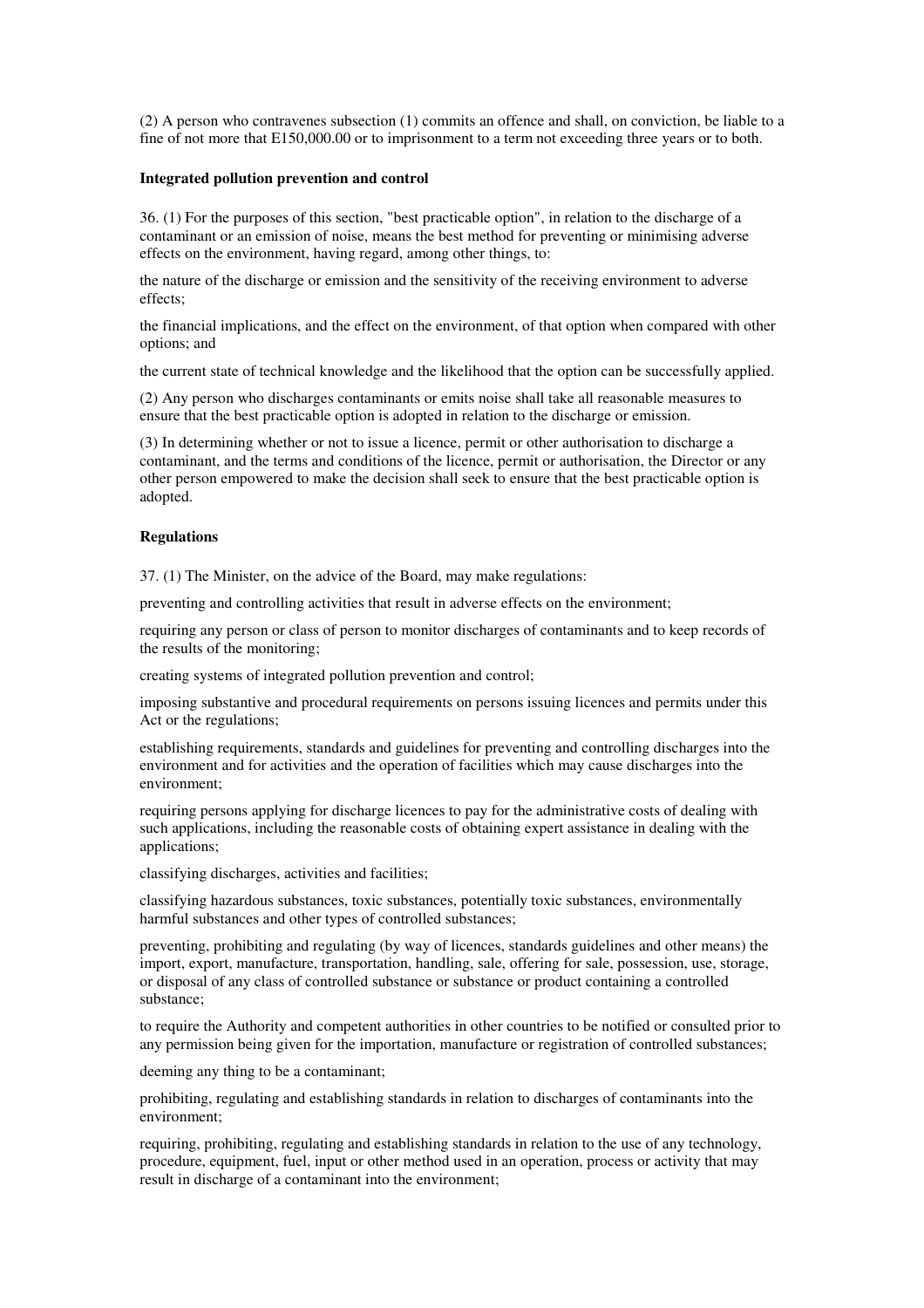(2) A person who contravenes subsection (1) commits an offence and shall, on conviction, be liable to a fine of not more that E150,000.00 or to imprisonment to a term not exceeding three years or to both.

**Integrated pollution prevention and control**

36. (1) For the purposes of this section, "best practicable option", in relation to the discharge of a contaminant or an emission of noise, means the best method for preventing or minimising adverse effects on the environment, having regard, among other things, to:

the nature of the discharge or emission and the sensitivity of the receiving environment to adverse effects;

the financial implications, and the effect on the environment, of that option when compared with other options; and

the current state of technical knowledge and the likelihood that the option can be successfully applied.

(2) Any person who discharges contaminants or emits noise shall take all reasonable measures to ensure that the best practicable option is adopted in relation to the discharge or emission.

(3) In determining whether or not to issue a licence, permit or other authorisation to discharge a contaminant, and the terms and conditions of the licence, permit or authorisation, the Director or any other person empowered to make the decision shall seek to ensure that the best practicable option is adopted.

**Regulations**

37. (1) The Minister, on the advice of the Board, may make regulations:

preventing and controlling activities that result in adverse effects on the environment;

requiring any person or class of person to monitor discharges of contaminants and to keep records of the results of the monitoring;

creating systems of integrated pollution prevention and control;

imposing substantive and procedural requirements on persons issuing licences and permits under this Act or the regulations;

establishing requirements, standards and guidelines for preventing and controlling discharges into the environment and for activities and the operation of facilities which may cause discharges into the environment;

requiring persons applying for discharge licences to pay for the administrative costs of dealing with such applications, including the reasonable costs of obtaining expert assistance in dealing with the applications;

classifying discharges, activities and facilities;

classifying hazardous substances, toxic substances, potentially toxic substances, environmentally harmful substances and other types of controlled substances;

preventing, prohibiting and regulating (by way of licences, standards guidelines and other means) the import, export, manufacture, transportation, handling, sale, offering for sale, possession, use, storage, or disposal of any class of controlled substance or substance or product containing a controlled substance;

to require the Authority and competent authorities in other countries to be notified or consulted prior to any permission being given for the importation, manufacture or registration of controlled substances;

deeming any thing to be a contaminant;

prohibiting, regulating and establishing standards in relation to discharges of contaminants into the environment;

requiring, prohibiting, regulating and establishing standards in relation to the use of any technology, procedure, equipment, fuel, input or other method used in an operation, process or activity that may result in discharge of a contaminant into the environment;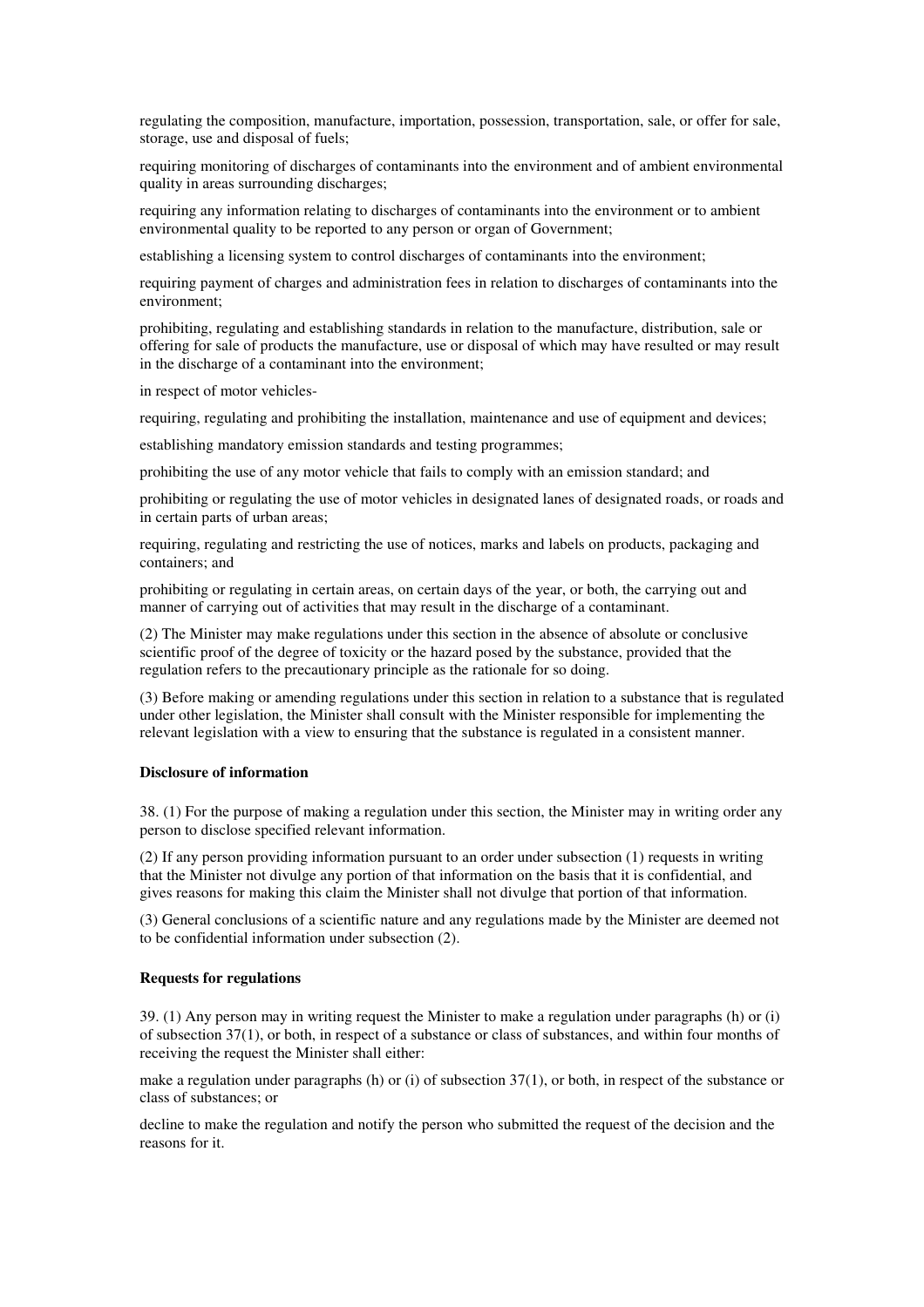regulating the composition, manufacture, importation, possession, transportation, sale, or offer for sale, storage, use and disposal of fuels;

requiring monitoring of discharges of contaminants into the environment and of ambient environmental quality in areas surrounding discharges;

requiring any information relating to discharges of contaminants into the environment or to ambient environmental quality to be reported to any person or organ of Government;

establishing a licensing system to control discharges of contaminants into the environment;

requiring payment of charges and administration fees in relation to discharges of contaminants into the environment;

prohibiting, regulating and establishing standards in relation to the manufacture, distribution, sale or offering for sale of products the manufacture, use or disposal of which may have resulted or may result in the discharge of a contaminant into the environment;

in respect of motor vehicles-

requiring, regulating and prohibiting the installation, maintenance and use of equipment and devices;

establishing mandatory emission standards and testing programmes;

prohibiting the use of any motor vehicle that fails to comply with an emission standard; and

prohibiting or regulating the use of motor vehicles in designated lanes of designated roads, or roads and in certain parts of urban areas;

requiring, regulating and restricting the use of notices, marks and labels on products, packaging and containers; and

prohibiting or regulating in certain areas, on certain days of the year, or both, the carrying out and manner of carrying out of activities that may result in the discharge of a contaminant.

(2) The Minister may make regulations under this section in the absence of absolute or conclusive scientific proof of the degree of toxicity or the hazard posed by the substance, provided that the regulation refers to the precautionary principle as the rationale for so doing.

(3) Before making or amending regulations under this section in relation to a substance that is regulated under other legislation, the Minister shall consult with the Minister responsible for implementing the relevant legislation with a view to ensuring that the substance is regulated in a consistent manner.

**Disclosure of information**

38. (1) For the purpose of making a regulation under this section, the Minister may in writing order any person to disclose specified relevant information.

(2) If any person providing information pursuant to an order under subsection (1) requests in writing that the Minister not divulge any portion of that information on the basis that it is confidential, and gives reasons for making this claim the Minister shall not divulge that portion of that information.

(3) General conclusions of a scientific nature and any regulations made by the Minister are deemed not to be confidential information under subsection (2).

**Requests for regulations**

39. (1) Any person may in writing request the Minister to make a regulation under paragraphs (h) or (i) of subsection 37(1), or both, in respect of a substance or class of substances, and within four months of receiving the request the Minister shall either:

make a regulation under paragraphs (h) or (i) of subsection 37(1), or both, in respect of the substance or class of substances; or

decline to make the regulation and notify the person who submitted the request of the decision and the reasons for it.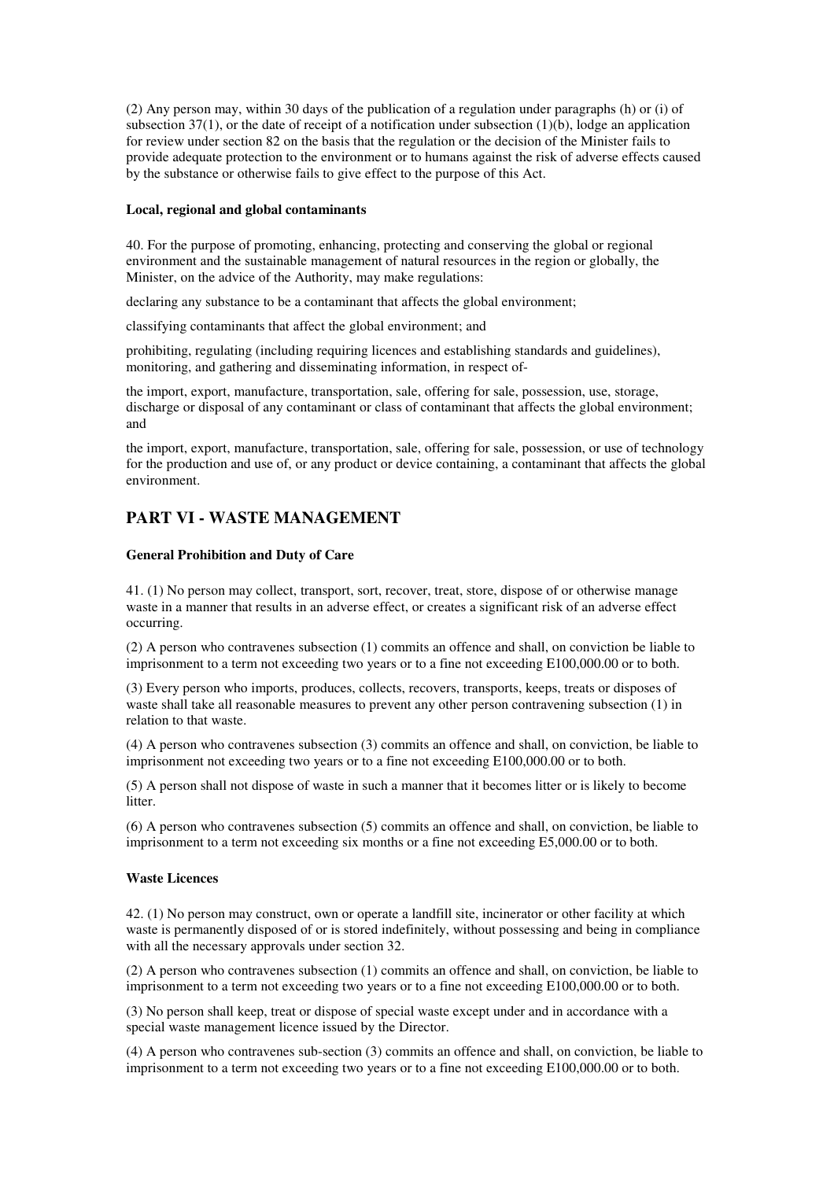(2) Any person may, within 30 days of the publication of a regulation under paragraphs (h) or (i) of subsection 37(1), or the date of receipt of a notification under subsection (1)(b), lodge an application for review under section 82 on the basis that the regulation or the decision of the Minister fails to provide adequate protection to the environment or to humans against the risk of adverse effects caused by the substance or otherwise fails to give effect to the purpose of this Act.

**Local, regional and global contaminants**

40. For the purpose of promoting, enhancing, protecting and conserving the global or regional environment and the sustainable management of natural resources in the region or globally, the Minister, on the advice of the Authority, may make regulations:

declaring any substance to be a contaminant that affects the global environment;

classifying contaminants that affect the global environment; and

prohibiting, regulating (including requiring licences and establishing standards and guidelines), monitoring, and gathering and disseminating information, in respect of-

the import, export, manufacture, transportation, sale, offering for sale, possession, use, storage, discharge or disposal of any contaminant or class of contaminant that affects the global environment; and

the import, export, manufacture, transportation, sale, offering for sale, possession, or use of technology for the production and use of, or any product or device containing, a contaminant that affects the global environment.

## PART VI - WASTE MANAGEMENT

**General Prohibition and Duty of Care**

41. (1) No person may collect, transport, sort, recover, treat, store, dispose of or otherwise manage waste in a manner that results in an adverse effect, or creates a significant risk of an adverse effect occurring.

(2) A person who contravenes subsection (1) commits an offence and shall, on conviction be liable to imprisonment to a term not exceeding two years or to a fine not exceeding E100,000.00 or to both.

(3) Every person who imports, produces, collects, recovers, transports, keeps, treats or disposes of waste shall take all reasonable measures to prevent any other person contravening subsection (1) in relation to that waste.

(4) A person who contravenes subsection (3) commits an offence and shall, on conviction, be liable to imprisonment not exceeding two years or to a fine not exceeding E100,000.00 or to both.

(5) A person shall not dispose of waste in such a manner that it becomes litter or is likely to become litter.

(6) A person who contravenes subsection (5) commits an offence and shall, on conviction, be liable to imprisonment to a term not exceeding six months or a fine not exceeding E5,000.00 or to both.

**Waste Licences**

42. (1) No person may construct, own or operate a landfill site, incinerator or other facility at which waste is permanently disposed of or is stored indefinitely, without possessing and being in compliance with all the necessary approvals under section 32.

(2) A person who contravenes subsection (1) commits an offence and shall, on conviction, be liable to imprisonment to a term not exceeding two years or to a fine not exceeding E100,000.00 or to both.

(3) No person shall keep, treat or dispose of special waste except under and in accordance with a special waste management licence issued by the Director.

(4) A person who contravenes sub-section (3) commits an offence and shall, on conviction, be liable to imprisonment to a term not exceeding two years or to a fine not exceeding E100,000.00 or to both.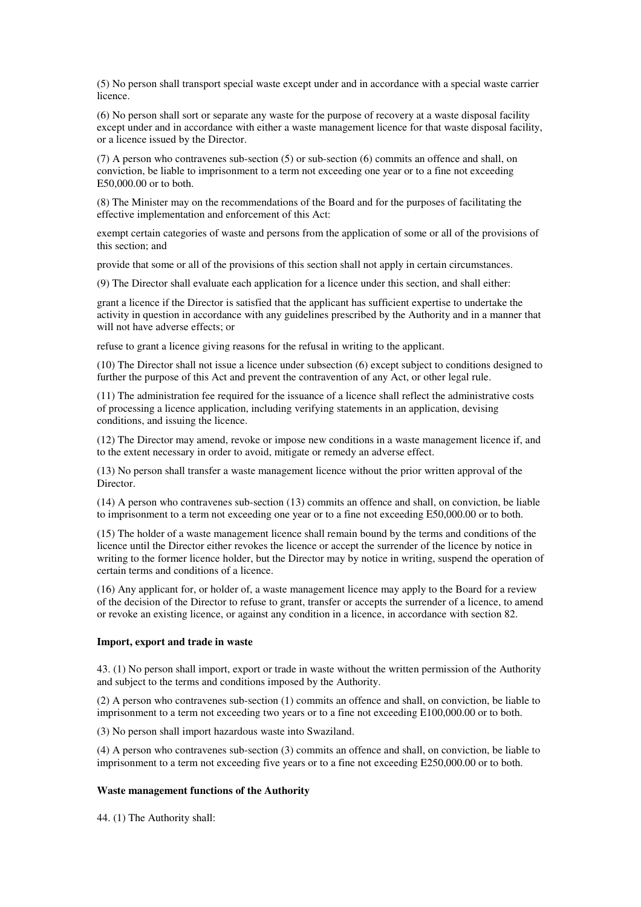(5) No person shall transport special waste except under and in accordance with a special waste carrier licence.

(6) No person shall sort or separate any waste for the purpose of recovery at a waste disposal facility except under and in accordance with either a waste management licence for that waste disposal facility, or a licence issued by the Director.

(7) A person who contravenes sub-section (5) or sub-section (6) commits an offence and shall, on conviction, be liable to imprisonment to a term not exceeding one year or to a fine not exceeding E50,000.00 or to both.

(8) The Minister may on the recommendations of the Board and for the purposes of facilitating the effective implementation and enforcement of this Act:

exempt certain categories of waste and persons from the application of some or all of the provisions of this section; and

provide that some or all of the provisions of this section shall not apply in certain circumstances.

(9) The Director shall evaluate each application for a licence under this section, and shall either:

grant a licence if the Director is satisfied that the applicant has sufficient expertise to undertake the activity in question in accordance with any guidelines prescribed by the Authority and in a manner that will not have adverse effects; or

refuse to grant a licence giving reasons for the refusal in writing to the applicant.

(10) The Director shall not issue a licence under subsection (6) except subject to conditions designed to further the purpose of this Act and prevent the contravention of any Act, or other legal rule.

(11) The administration fee required for the issuance of a licence shall reflect the administrative costs of processing a licence application, including verifying statements in an application, devising conditions, and issuing the licence.

(12) The Director may amend, revoke or impose new conditions in a waste management licence if, and to the extent necessary in order to avoid, mitigate or remedy an adverse effect.

(13) No person shall transfer a waste management licence without the prior written approval of the Director.

(14) A person who contravenes sub-section (13) commits an offence and shall, on conviction, be liable to imprisonment to a term not exceeding one year or to a fine not exceeding E50,000.00 or to both.

(15) The holder of a waste management licence shall remain bound by the terms and conditions of the licence until the Director either revokes the licence or accept the surrender of the licence by notice in writing to the former licence holder, but the Director may by notice in writing, suspend the operation of certain terms and conditions of a licence.

(16) Any applicant for, or holder of, a waste management licence may apply to the Board for a review of the decision of the Director to refuse to grant, transfer or accepts the surrender of a licence, to amend or revoke an existing licence, or against any condition in a licence, in accordance with section 82.

**Import, export and trade in waste**

43. (1) No person shall import, export or trade in waste without the written permission of the Authority and subject to the terms and conditions imposed by the Authority.

(2) A person who contravenes sub-section (1) commits an offence and shall, on conviction, be liable to imprisonment to a term not exceeding two years or to a fine not exceeding E100,000.00 or to both.

(3) No person shall import hazardous waste into Swaziland.

(4) A person who contravenes sub-section (3) commits an offence and shall, on conviction, be liable to imprisonment to a term not exceeding five years or to a fine not exceeding E250,000.00 or to both.

**Waste management functions of the Authority**

44. (1) The Authority shall: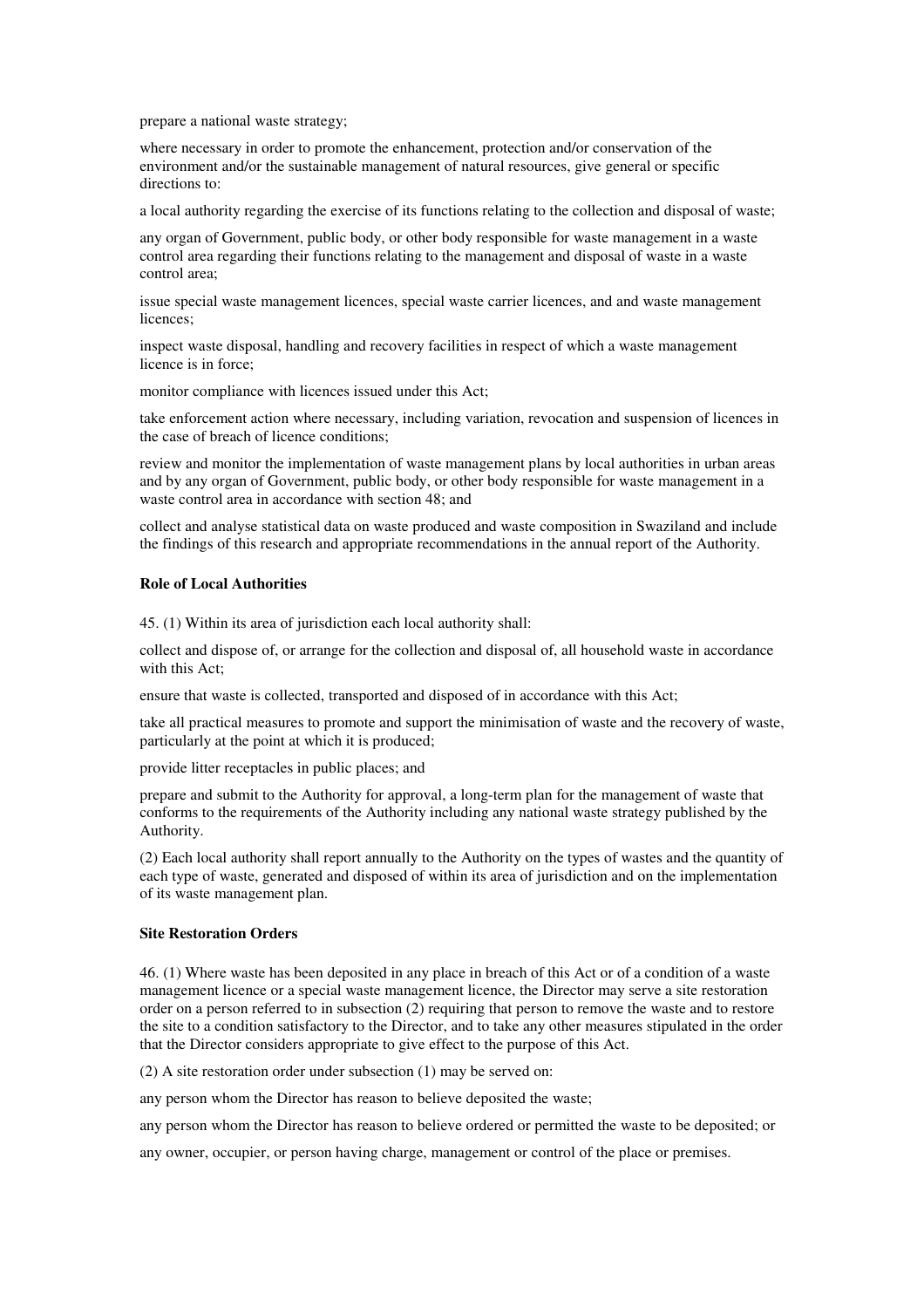prepare a national waste strategy;

where necessary in order to promote the enhancement, protection and/or conservation of the environment and/or the sustainable management of natural resources, give general or specific directions to:

a local authority regarding the exercise of its functions relating to the collection and disposal of waste;

any organ of Government, public body, or other body responsible for waste management in a waste control area regarding their functions relating to the management and disposal of waste in a waste control area;

issue special waste management licences, special waste carrier licences, and and waste management licences;

inspect waste disposal, handling and recovery facilities in respect of which a waste management licence is in force;

monitor compliance with licences issued under this Act;

take enforcement action where necessary, including variation, revocation and suspension of licences in the case of breach of licence conditions;

review and monitor the implementation of waste management plans by local authorities in urban areas and by any organ of Government, public body, or other body responsible for waste management in a waste control area in accordance with section 48; and

collect and analyse statistical data on waste produced and waste composition in Swaziland and include the findings of this research and appropriate recommendations in the annual report of the Authority.

**Role of Local Authorities**

45. (1) Within its area of jurisdiction each local authority shall:

collect and dispose of, or arrange for the collection and disposal of, all household waste in accordance with this Act;

ensure that waste is collected, transported and disposed of in accordance with this Act;

take all practical measures to promote and support the minimisation of waste and the recovery of waste, particularly at the point at which it is produced;

provide litter receptacles in public places; and

prepare and submit to the Authority for approval, a long-term plan for the management of waste that conforms to the requirements of the Authority including any national waste strategy published by the Authority.

(2) Each local authority shall report annually to the Authority on the types of wastes and the quantity of each type of waste, generated and disposed of within its area of jurisdiction and on the implementation of its waste management plan.

**Site Restoration Orders**

46. (1) Where waste has been deposited in any place in breach of this Act or of a condition of a waste management licence or a special waste management licence, the Director may serve a site restoration order on a person referred to in subsection (2) requiring that person to remove the waste and to restore the site to a condition satisfactory to the Director, and to take any other measures stipulated in the order that the Director considers appropriate to give effect to the purpose of this Act.

(2) A site restoration order under subsection (1) may be served on:

any person whom the Director has reason to believe deposited the waste;

any person whom the Director has reason to believe ordered or permitted the waste to be deposited; or

any owner, occupier, or person having charge, management or control of the place or premises.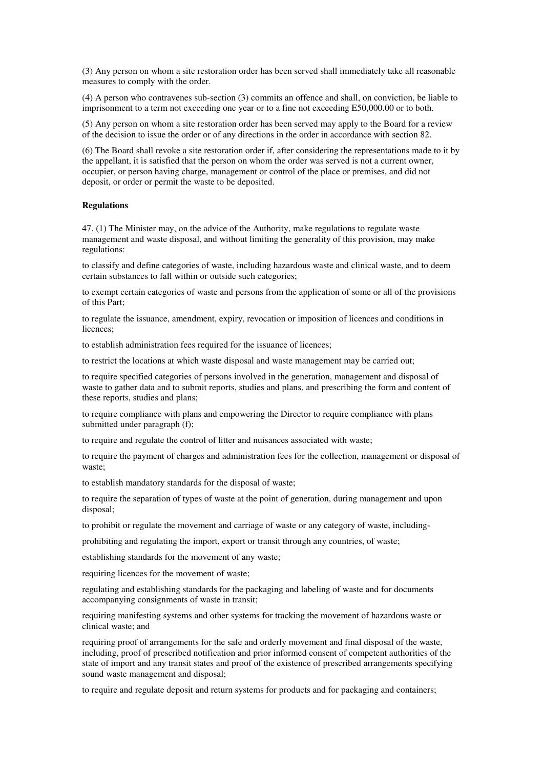(3) Any person on whom a site restoration order has been served shall immediately take all reasonable measures to comply with the order.

(4) A person who contravenes sub-section (3) commits an offence and shall, on conviction, be liable to imprisonment to a term not exceeding one year or to a fine not exceeding E50,000.00 or to both.

(5) Any person on whom a site restoration order has been served may apply to the Board for a review of the decision to issue the order or of any directions in the order in accordance with section 82.

(6) The Board shall revoke a site restoration order if, after considering the representations made to it by the appellant, it is satisfied that the person on whom the order was served is not a current owner, occupier, or person having charge, management or control of the place or premises, and did not deposit, or order or permit the waste to be deposited.

**Regulations**

47. (1) The Minister may, on the advice of the Authority, make regulations to regulate waste management and waste disposal, and without limiting the generality of this provision, may make regulations:

to classify and define categories of waste, including hazardous waste and clinical waste, and to deem certain substances to fall within or outside such categories;

to exempt certain categories of waste and persons from the application of some or all of the provisions of this Part;

to regulate the issuance, amendment, expiry, revocation or imposition of licences and conditions in licences;

to establish administration fees required for the issuance of licences;

to restrict the locations at which waste disposal and waste management may be carried out;

to require specified categories of persons involved in the generation, management and disposal of waste to gather data and to submit reports, studies and plans, and prescribing the form and content of these reports, studies and plans;

to require compliance with plans and empowering the Director to require compliance with plans submitted under paragraph (f);

to require and regulate the control of litter and nuisances associated with waste;

to require the payment of charges and administration fees for the collection, management or disposal of waste;

to establish mandatory standards for the disposal of waste;

to require the separation of types of waste at the point of generation, during management and upon disposal;

to prohibit or regulate the movement and carriage of waste or any category of waste, including-

prohibiting and regulating the import, export or transit through any countries, of waste;

establishing standards for the movement of any waste;

requiring licences for the movement of waste;

regulating and establishing standards for the packaging and labeling of waste and for documents accompanying consignments of waste in transit;

requiring manifesting systems and other systems for tracking the movement of hazardous waste or clinical waste; and

requiring proof of arrangements for the safe and orderly movement and final disposal of the waste, including, proof of prescribed notification and prior informed consent of competent authorities of the state of import and any transit states and proof of the existence of prescribed arrangements specifying sound waste management and disposal;

to require and regulate deposit and return systems for products and for packaging and containers;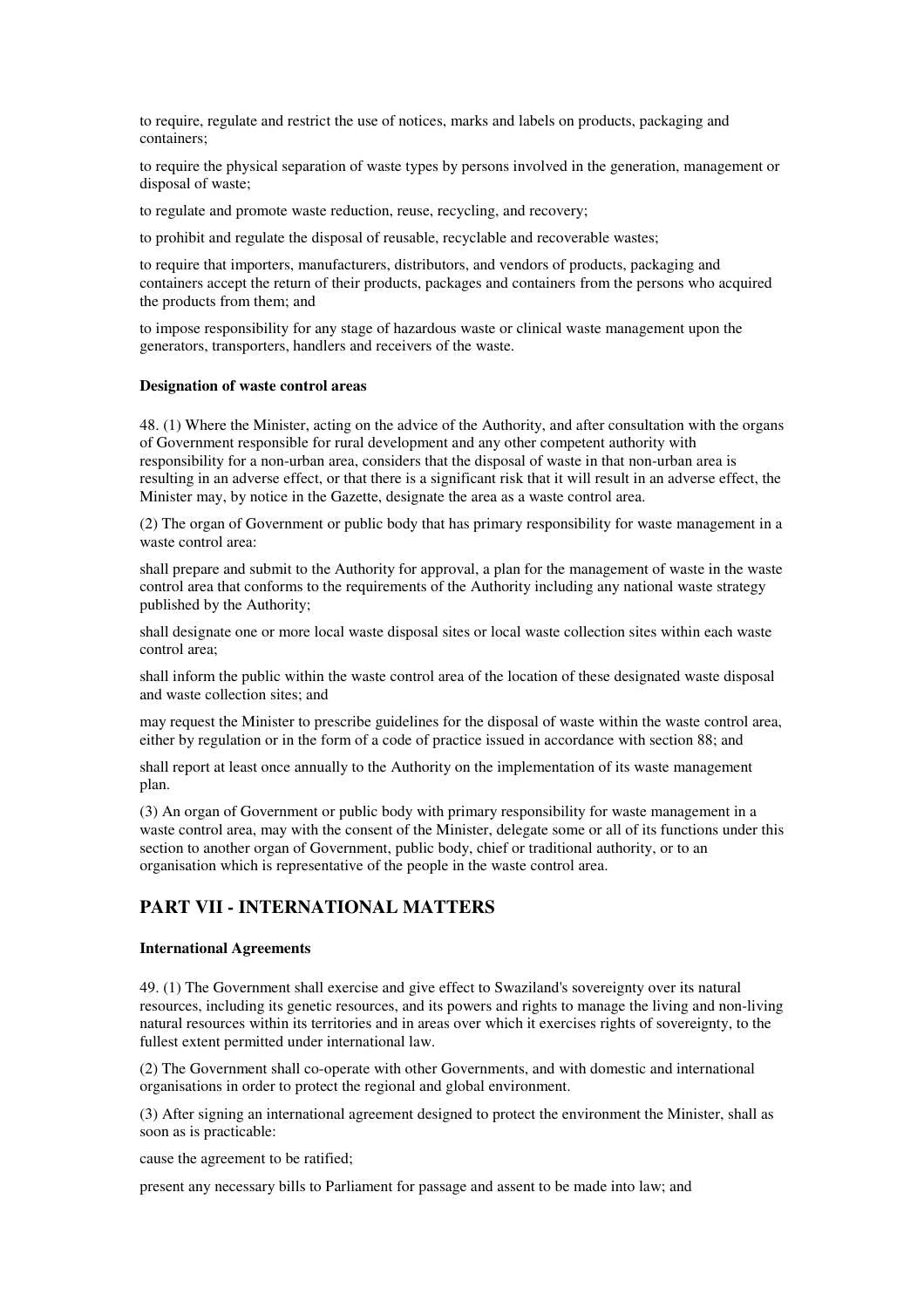to require, regulate and restrict the use of notices, marks and labels on products, packaging and containers;

to require the physical separation of waste types by persons involved in the generation, management or disposal of waste;

to regulate and promote waste reduction, reuse, recycling, and recovery;

to prohibit and regulate the disposal of reusable, recyclable and recoverable wastes;

to require that importers, manufacturers, distributors, and vendors of products, packaging and containers accept the return of their products, packages and containers from the persons who acquired the products from them; and

to impose responsibility for any stage of hazardous waste or clinical waste management upon the generators, transporters, handlers and receivers of the waste.

#### Designation of waste control areas

48. (1) Where the Minister, acting on the advice of the Authority, and after consultation with the organs of Government responsible for rural development and any other competent authority with responsibility for a non-urban area, considers that the disposal of waste in that non-urban area is resulting in an adverse effect, or that there is a significant risk that it will result in an adverse effect, the Minister may, by notice in the Gazette, designate the area as a waste control area.

(2) The organ of Government or public body that has primary responsibility for waste management in a waste control area:

shall prepare and submit to the Authority for approval, a plan for the management of waste in the waste control area that conforms to the requirements of the Authority including any national waste strategy published by the Authority;

shall designate one or more local waste disposal sites or local waste collection sites within each waste control area;

shall inform the public within the waste control area of the location of these designated waste disposal and waste collection sites; and

may request the Minister to prescribe guidelines for the disposal of waste within the waste control area, either by regulation or in the form of a code of practice issued in accordance with section 88; and

shall report at least once annually to the Authority on the implementation of its waste management plan.

(3) An organ of Government or public body with primary responsibility for waste management in a waste control area, may with the consent of the Minister, delegate some or all of its functions under this section to another organ of Government, public body, chief or traditional authority, or to an organisation which is representative of the people in the waste control area.

## PART VII - INTERNATIONAL MATTERS

#### International Agreements

49. (1) The Government shall exercise and give effect to Swaziland's sovereignty over its natural resources, including its genetic resources, and its powers and rights to manage the living and non-living natural resources within its territories and in areas over which it exercises rights of sovereignty, to the fullest extent permitted under international law.

(2) The Government shall co-operate with other Governments, and with domestic and international organisations in order to protect the regional and global environment.

(3) After signing an international agreement designed to protect the environment the Minister, shall as soon as is practicable:

cause the agreement to be ratified;

present any necessary bills to Parliament for passage and assent to be made into law; and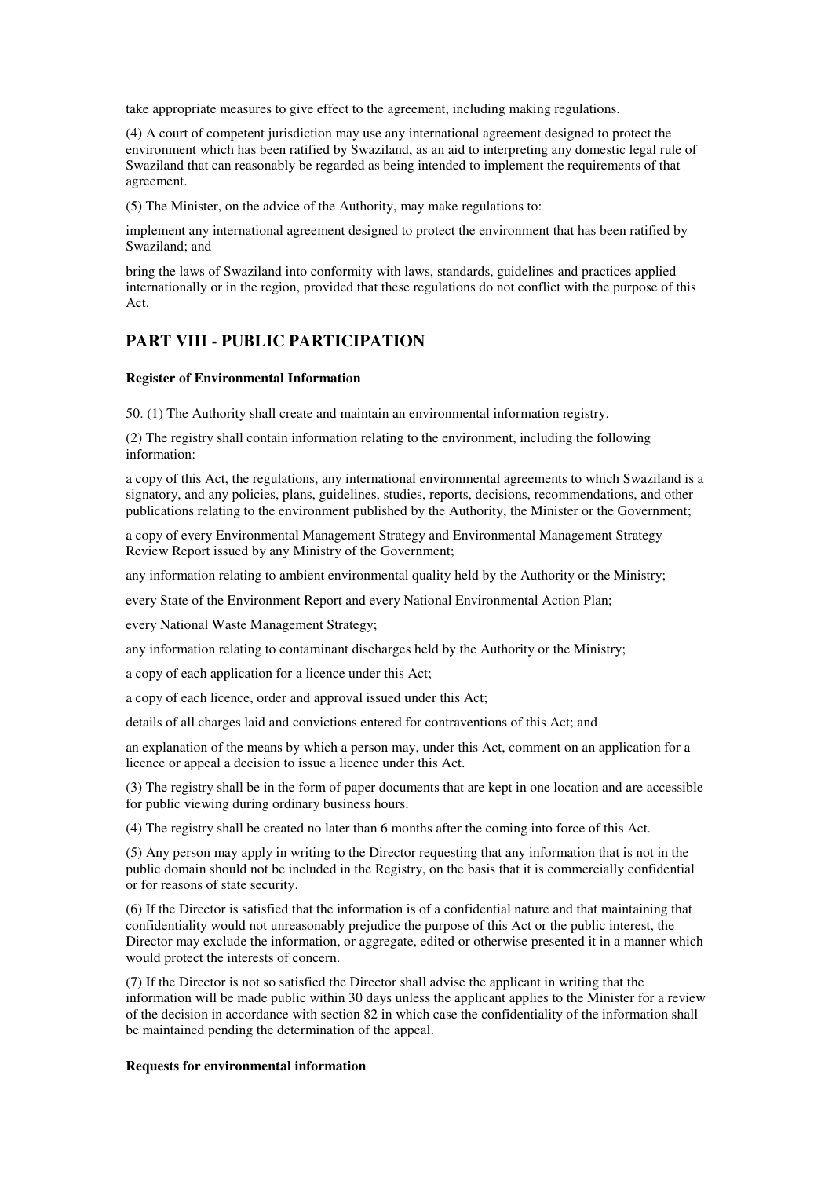take appropriate measures to give effect to the agreement, including making regulations.

(4) A court of competent jurisdiction may use any international agreement designed to protect the environment which has been ratified by Swaziland, as an aid to interpreting any domestic legal rule of Swaziland that can reasonably be regarded as being intended to implement the requirements of that agreement.

(5) The Minister, on the advice of the Authority, may make regulations to:

implement any international agreement designed to protect the environment that has been ratified by Swaziland; and

bring the laws of Swaziland into conformity with laws, standards, guidelines and practices applied internationally or in the region, provided that these regulations do not conflict with the purpose of this Act.

## PART VIII - PUBLIC PARTICIPATION

**Register of Environmental Information**

50. (1) The Authority shall create and maintain an environmental information registry.

(2) The registry shall contain information relating to the environment, including the following information:

a copy of this Act, the regulations, any international environmental agreements to which Swaziland is a signatory, and any policies, plans, guidelines, studies, reports, decisions, recommendations, and other publications relating to the environment published by the Authority, the Minister or the Government;

a copy of every Environmental Management Strategy and Environmental Management Strategy Review Report issued by any Ministry of the Government;

any information relating to ambient environmental quality held by the Authority or the Ministry;

every State of the Environment Report and every National Environmental Action Plan;

every National Waste Management Strategy;

any information relating to contaminant discharges held by the Authority or the Ministry;

a copy of each application for a licence under this Act;

a copy of each licence, order and approval issued under this Act;

details of all charges laid and convictions entered for contraventions of this Act; and

an explanation of the means by which a person may, under this Act, comment on an application for a licence or appeal a decision to issue a licence under this Act.

(3) The registry shall be in the form of paper documents that are kept in one location and are accessible for public viewing during ordinary business hours.

(4) The registry shall be created no later than 6 months after the coming into force of this Act.

(5) Any person may apply in writing to the Director requesting that any information that is not in the public domain should not be included in the Registry, on the basis that it is commercially confidential or for reasons of state security.

(6) If the Director is satisfied that the information is of a confidential nature and that maintaining that confidentiality would not unreasonably prejudice the purpose of this Act or the public interest, the Director may exclude the information, or aggregate, edited or otherwise presented it in a manner which would protect the interests of concern.

(7) If the Director is not so satisfied the Director shall advise the applicant in writing that the information will be made public within 30 days unless the applicant applies to the Minister for a review of the decision in accordance with section 82 in which case the confidentiality of the information shall be maintained pending the determination of the appeal.

**Requests for environmental information**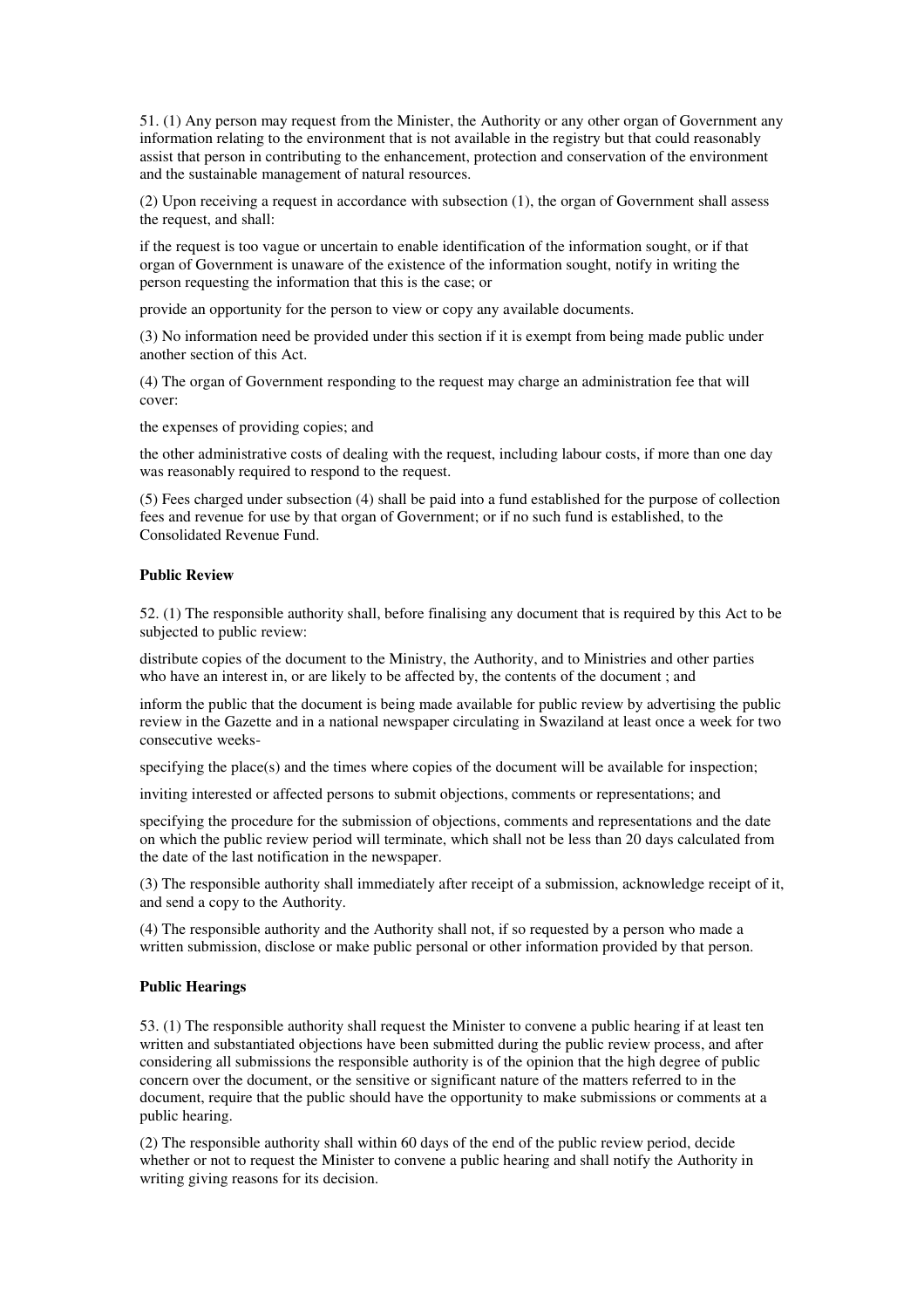51. (1) Any person may request from the Minister, the Authority or any other organ of Government any information relating to the environment that is not available in the registry but that could reasonably assist that person in contributing to the enhancement, protection and conservation of the environment and the sustainable management of natural resources.

(2) Upon receiving a request in accordance with subsection (1), the organ of Government shall assess the request, and shall:

if the request is too vague or uncertain to enable identification of the information sought, or if that organ of Government is unaware of the existence of the information sought, notify in writing the person requesting the information that this is the case; or

provide an opportunity for the person to view or copy any available documents.

(3) No information need be provided under this section if it is exempt from being made public under another section of this Act.

(4) The organ of Government responding to the request may charge an administration fee that will cover:

the expenses of providing copies; and

the other administrative costs of dealing with the request, including labour costs, if more than one day was reasonably required to respond to the request.

(5) Fees charged under subsection (4) shall be paid into a fund established for the purpose of collection fees and revenue for use by that organ of Government; or if no such fund is established, to the Consolidated Revenue Fund.

**Public Review**

52. (1) The responsible authority shall, before finalising any document that is required by this Act to be subjected to public review:

distribute copies of the document to the Ministry, the Authority, and to Ministries and other parties who have an interest in, or are likely to be affected by, the contents of the document ; and

inform the public that the document is being made available for public review by advertising the public review in the Gazette and in a national newspaper circulating in Swaziland at least once a week for two consecutive weeks-

specifying the place(s) and the times where copies of the document will be available for inspection;

inviting interested or affected persons to submit objections, comments or representations; and

specifying the procedure for the submission of objections, comments and representations and the date on which the public review period will terminate, which shall not be less than 20 days calculated from the date of the last notification in the newspaper.

(3) The responsible authority shall immediately after receipt of a submission, acknowledge receipt of it, and send a copy to the Authority.

(4) The responsible authority and the Authority shall not, if so requested by a person who made a written submission, disclose or make public personal or other information provided by that person.

**Public Hearings**

53. (1) The responsible authority shall request the Minister to convene a public hearing if at least ten written and substantiated objections have been submitted during the public review process, and after considering all submissions the responsible authority is of the opinion that the high degree of public concern over the document, or the sensitive or significant nature of the matters referred to in the document, require that the public should have the opportunity to make submissions or comments at a public hearing.

(2) The responsible authority shall within 60 days of the end of the public review period, decide whether or not to request the Minister to convene a public hearing and shall notify the Authority in writing giving reasons for its decision.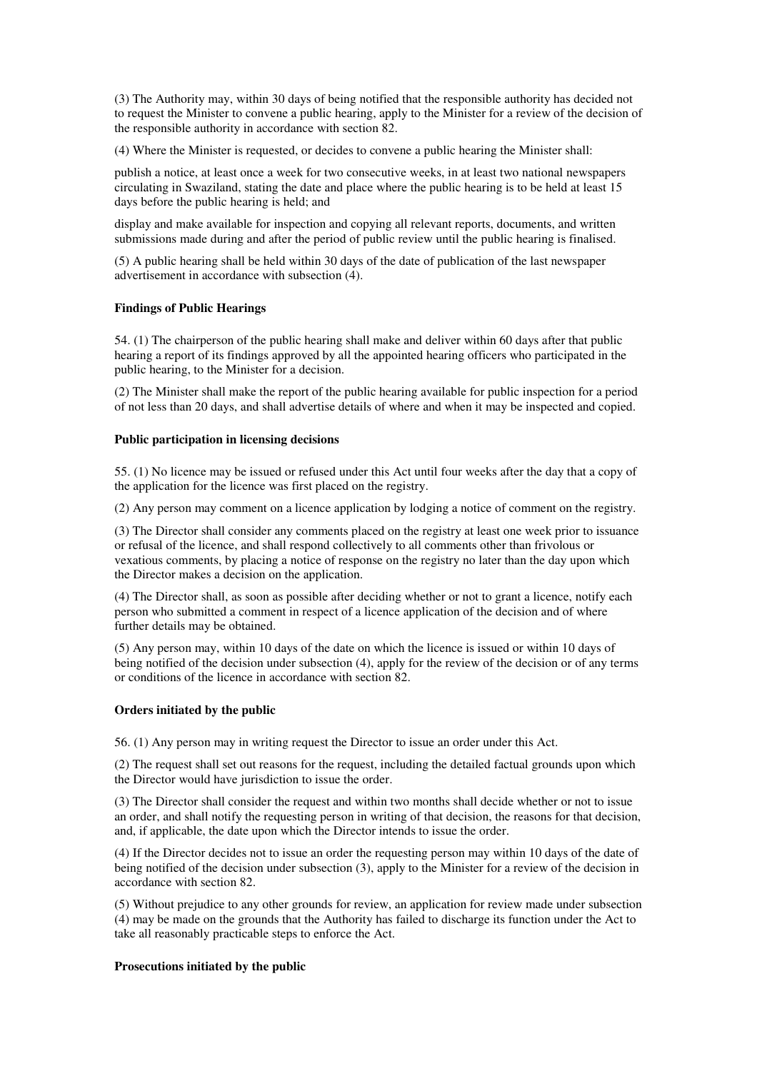(3) The Authority may, within 30 days of being notified that the responsible authority has decided not to request the Minister to convene a public hearing, apply to the Minister for a review of the decision of the responsible authority in accordance with section 82.

(4) Where the Minister is requested, or decides to convene a public hearing the Minister shall:

publish a notice, at least once a week for two consecutive weeks, in at least two national newspapers circulating in Swaziland, stating the date and place where the public hearing is to be held at least 15 days before the public hearing is held; and

display and make available for inspection and copying all relevant reports, documents, and written submissions made during and after the period of public review until the public hearing is finalised.

(5) A public hearing shall be held within 30 days of the date of publication of the last newspaper advertisement in accordance with subsection (4).

**Findings of Public Hearings**

54. (1) The chairperson of the public hearing shall make and deliver within 60 days after that public hearing a report of its findings approved by all the appointed hearing officers who participated in the public hearing, to the Minister for a decision.

(2) The Minister shall make the report of the public hearing available for public inspection for a period of not less than 20 days, and shall advertise details of where and when it may be inspected and copied.

**Public participation in licensing decisions**

55. (1) No licence may be issued or refused under this Act until four weeks after the day that a copy of the application for the licence was first placed on the registry.

(2) Any person may comment on a licence application by lodging a notice of comment on the registry.

(3) The Director shall consider any comments placed on the registry at least one week prior to issuance or refusal of the licence, and shall respond collectively to all comments other than frivolous or vexatious comments, by placing a notice of response on the registry no later than the day upon which the Director makes a decision on the application.

(4) The Director shall, as soon as possible after deciding whether or not to grant a licence, notify each person who submitted a comment in respect of a licence application of the decision and of where further details may be obtained.

(5) Any person may, within 10 days of the date on which the licence is issued or within 10 days of being notified of the decision under subsection (4), apply for the review of the decision or of any terms or conditions of the licence in accordance with section 82.

**Orders initiated by the public**

56. (1) Any person may in writing request the Director to issue an order under this Act.

(2) The request shall set out reasons for the request, including the detailed factual grounds upon which the Director would have jurisdiction to issue the order.

(3) The Director shall consider the request and within two months shall decide whether or not to issue an order, and shall notify the requesting person in writing of that decision, the reasons for that decision, and, if applicable, the date upon which the Director intends to issue the order.

(4) If the Director decides not to issue an order the requesting person may within 10 days of the date of being notified of the decision under subsection (3), apply to the Minister for a review of the decision in accordance with section 82.

(5) Without prejudice to any other grounds for review, an application for review made under subsection (4) may be made on the grounds that the Authority has failed to discharge its function under the Act to take all reasonably practicable steps to enforce the Act.

**Prosecutions initiated by the public**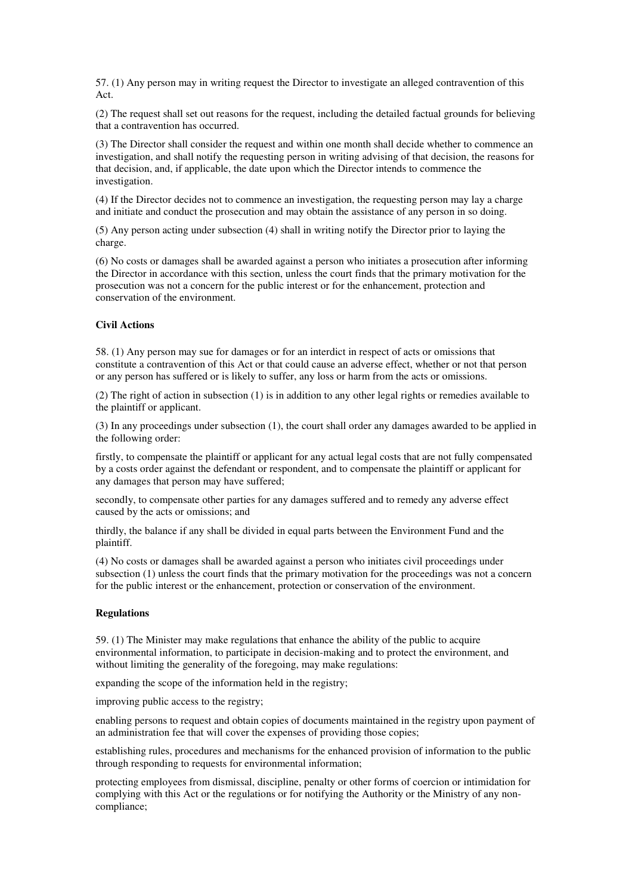57. (1) Any person may in writing request the Director to investigate an alleged contravention of this Act.

(2) The request shall set out reasons for the request, including the detailed factual grounds for believing that a contravention has occurred.

(3) The Director shall consider the request and within one month shall decide whether to commence an investigation, and shall notify the requesting person in writing advising of that decision, the reasons for that decision, and, if applicable, the date upon which the Director intends to commence the investigation.

(4) If the Director decides not to commence an investigation, the requesting person may lay a charge and initiate and conduct the prosecution and may obtain the assistance of any person in so doing.

(5) Any person acting under subsection (4) shall in writing notify the Director prior to laying the charge.

(6) No costs or damages shall be awarded against a person who initiates a prosecution after informing the Director in accordance with this section, unless the court finds that the primary motivation for the prosecution was not a concern for the public interest or for the enhancement, protection and conservation of the environment.

**Civil Actions**

58. (1) Any person may sue for damages or for an interdict in respect of acts or omissions that constitute a contravention of this Act or that could cause an adverse effect, whether or not that person or any person has suffered or is likely to suffer, any loss or harm from the acts or omissions.

(2) The right of action in subsection (1) is in addition to any other legal rights or remedies available to the plaintiff or applicant.

(3) In any proceedings under subsection (1), the court shall order any damages awarded to be applied in the following order:

firstly, to compensate the plaintiff or applicant for any actual legal costs that are not fully compensated by a costs order against the defendant or respondent, and to compensate the plaintiff or applicant for any damages that person may have suffered;

secondly, to compensate other parties for any damages suffered and to remedy any adverse effect caused by the acts or omissions; and

thirdly, the balance if any shall be divided in equal parts between the Environment Fund and the plaintiff.

(4) No costs or damages shall be awarded against a person who initiates civil proceedings under subsection (1) unless the court finds that the primary motivation for the proceedings was not a concern for the public interest or the enhancement, protection or conservation of the environment.

**Regulations**

59. (1) The Minister may make regulations that enhance the ability of the public to acquire environmental information, to participate in decision-making and to protect the environment, and without limiting the generality of the foregoing, may make regulations:

expanding the scope of the information held in the registry;

improving public access to the registry;

enabling persons to request and obtain copies of documents maintained in the registry upon payment of an administration fee that will cover the expenses of providing those copies;

establishing rules, procedures and mechanisms for the enhanced provision of information to the public through responding to requests for environmental information;

protecting employees from dismissal, discipline, penalty or other forms of coercion or intimidation for complying with this Act or the regulations or for notifying the Authority or the Ministry of any non-compliance;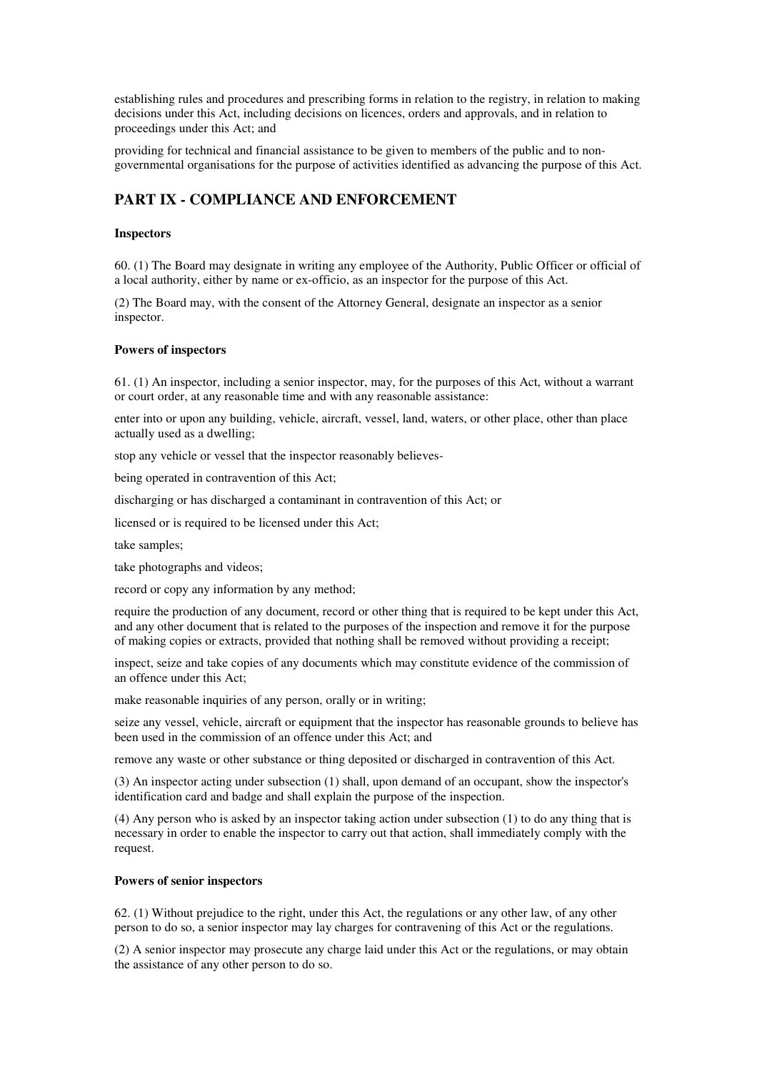establishing rules and procedures and prescribing forms in relation to the registry, in relation to making decisions under this Act, including decisions on licences, orders and approvals, and in relation to proceedings under this Act; and

providing for technical and financial assistance to be given to members of the public and to non-governmental organisations for the purpose of activities identified as advancing the purpose of this Act.

## PART IX - COMPLIANCE AND ENFORCEMENT

**Inspectors**

60. (1) The Board may designate in writing any employee of the Authority, Public Officer or official of a local authority, either by name or ex-officio, as an inspector for the purpose of this Act.

(2) The Board may, with the consent of the Attorney General, designate an inspector as a senior inspector.

**Powers of inspectors**

61. (1) An inspector, including a senior inspector, may, for the purposes of this Act, without a warrant or court order, at any reasonable time and with any reasonable assistance:

enter into or upon any building, vehicle, aircraft, vessel, land, waters, or other place, other than place actually used as a dwelling;

stop any vehicle or vessel that the inspector reasonably believes-

being operated in contravention of this Act;

discharging or has discharged a contaminant in contravention of this Act; or

licensed or is required to be licensed under this Act;

take samples;

take photographs and videos;

record or copy any information by any method;

require the production of any document, record or other thing that is required to be kept under this Act, and any other document that is related to the purposes of the inspection and remove it for the purpose of making copies or extracts, provided that nothing shall be removed without providing a receipt;

inspect, seize and take copies of any documents which may constitute evidence of the commission of an offence under this Act;

make reasonable inquiries of any person, orally or in writing;

seize any vessel, vehicle, aircraft or equipment that the inspector has reasonable grounds to believe has been used in the commission of an offence under this Act; and

remove any waste or other substance or thing deposited or discharged in contravention of this Act.

(3) An inspector acting under subsection (1) shall, upon demand of an occupant, show the inspector's identification card and badge and shall explain the purpose of the inspection.

(4) Any person who is asked by an inspector taking action under subsection (1) to do any thing that is necessary in order to enable the inspector to carry out that action, shall immediately comply with the request.

**Powers of senior inspectors**

62. (1) Without prejudice to the right, under this Act, the regulations or any other law, of any other person to do so, a senior inspector may lay charges for contravening of this Act or the regulations.

(2) A senior inspector may prosecute any charge laid under this Act or the regulations, or may obtain the assistance of any other person to do so.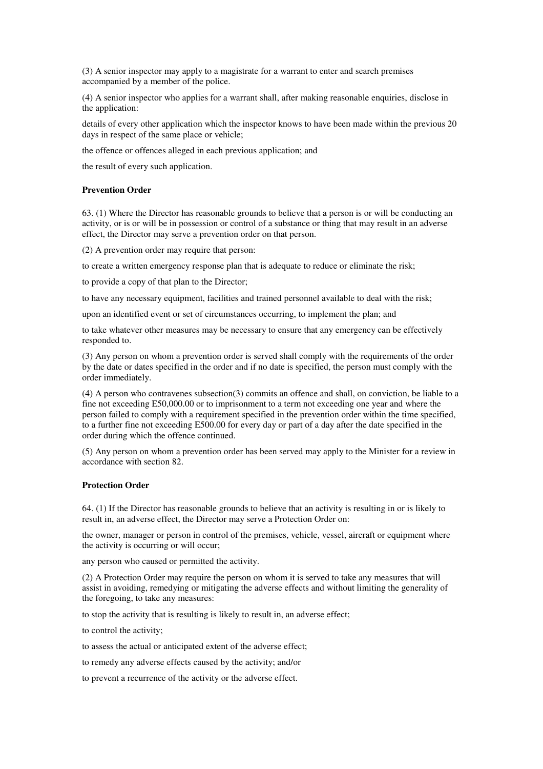(3) A senior inspector may apply to a magistrate for a warrant to enter and search premises accompanied by a member of the police.

(4) A senior inspector who applies for a warrant shall, after making reasonable enquiries, disclose in the application:

details of every other application which the inspector knows to have been made within the previous 20 days in respect of the same place or vehicle;

the offence or offences alleged in each previous application; and

the result of every such application.

**Prevention Order**

63. (1) Where the Director has reasonable grounds to believe that a person is or will be conducting an activity, or is or will be in possession or control of a substance or thing that may result in an adverse effect, the Director may serve a prevention order on that person.

(2) A prevention order may require that person:

to create a written emergency response plan that is adequate to reduce or eliminate the risk;

to provide a copy of that plan to the Director;

to have any necessary equipment, facilities and trained personnel available to deal with the risk;

upon an identified event or set of circumstances occurring, to implement the plan; and

to take whatever other measures may be necessary to ensure that any emergency can be effectively responded to.

(3) Any person on whom a prevention order is served shall comply with the requirements of the order by the date or dates specified in the order and if no date is specified, the person must comply with the order immediately.

(4) A person who contravenes subsection(3) commits an offence and shall, on conviction, be liable to a fine not exceeding E50,000.00 or to imprisonment to a term not exceeding one year and where the person failed to comply with a requirement specified in the prevention order within the time specified, to a further fine not exceeding E500.00 for every day or part of a day after the date specified in the order during which the offence continued.

(5) Any person on whom a prevention order has been served may apply to the Minister for a review in accordance with section 82.

**Protection Order**

64. (1) If the Director has reasonable grounds to believe that an activity is resulting in or is likely to result in, an adverse effect, the Director may serve a Protection Order on:

the owner, manager or person in control of the premises, vehicle, vessel, aircraft or equipment where the activity is occurring or will occur;

any person who caused or permitted the activity.

(2) A Protection Order may require the person on whom it is served to take any measures that will assist in avoiding, remedying or mitigating the adverse effects and without limiting the generality of the foregoing, to take any measures:

to stop the activity that is resulting is likely to result in, an adverse effect;

to control the activity;

to assess the actual or anticipated extent of the adverse effect;

to remedy any adverse effects caused by the activity; and/or

to prevent a recurrence of the activity or the adverse effect.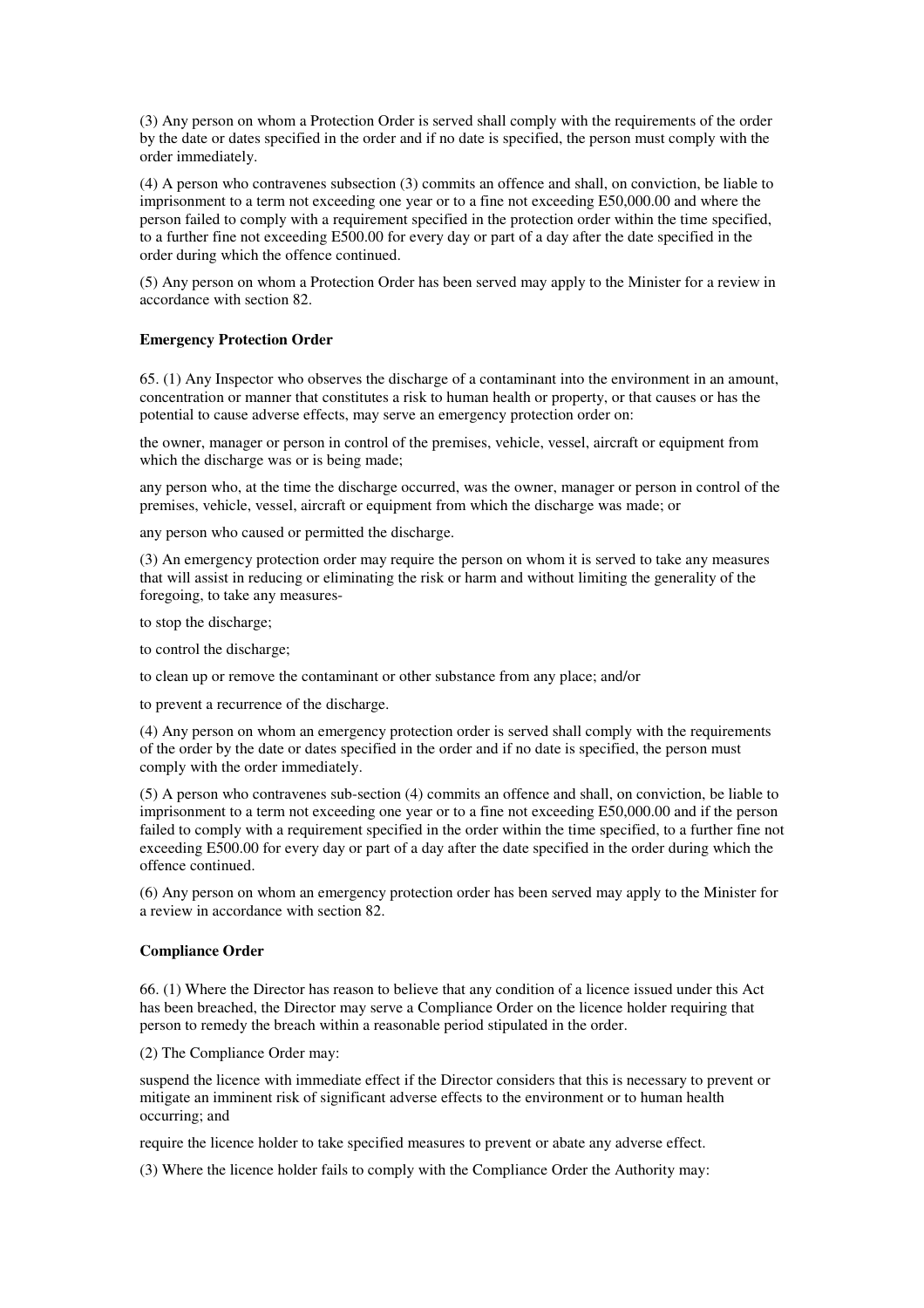(3) Any person on whom a Protection Order is served shall comply with the requirements of the order by the date or dates specified in the order and if no date is specified, the person must comply with the order immediately.

(4) A person who contravenes subsection (3) commits an offence and shall, on conviction, be liable to imprisonment to a term not exceeding one year or to a fine not exceeding E50,000.00 and where the person failed to comply with a requirement specified in the protection order within the time specified, to a further fine not exceeding E500.00 for every day or part of a day after the date specified in the order during which the offence continued.

(5) Any person on whom a Protection Order has been served may apply to the Minister for a review in accordance with section 82.

**Emergency Protection Order**

65. (1) Any Inspector who observes the discharge of a contaminant into the environment in an amount, concentration or manner that constitutes a risk to human health or property, or that causes or has the potential to cause adverse effects, may serve an emergency protection order on:

the owner, manager or person in control of the premises, vehicle, vessel, aircraft or equipment from which the discharge was or is being made;

any person who, at the time the discharge occurred, was the owner, manager or person in control of the premises, vehicle, vessel, aircraft or equipment from which the discharge was made; or

any person who caused or permitted the discharge.

(3) An emergency protection order may require the person on whom it is served to take any measures that will assist in reducing or eliminating the risk or harm and without limiting the generality of the foregoing, to take any measures-

to stop the discharge;

to control the discharge;

to clean up or remove the contaminant or other substance from any place; and/or

to prevent a recurrence of the discharge.

(4) Any person on whom an emergency protection order is served shall comply with the requirements of the order by the date or dates specified in the order and if no date is specified, the person must comply with the order immediately.

(5) A person who contravenes sub-section (4) commits an offence and shall, on conviction, be liable to imprisonment to a term not exceeding one year or to a fine not exceeding E50,000.00 and if the person failed to comply with a requirement specified in the order within the time specified, to a further fine not exceeding E500.00 for every day or part of a day after the date specified in the order during which the offence continued.

(6) Any person on whom an emergency protection order has been served may apply to the Minister for a review in accordance with section 82.

**Compliance Order**

66. (1) Where the Director has reason to believe that any condition of a licence issued under this Act has been breached, the Director may serve a Compliance Order on the licence holder requiring that person to remedy the breach within a reasonable period stipulated in the order.

(2) The Compliance Order may:

suspend the licence with immediate effect if the Director considers that this is necessary to prevent or mitigate an imminent risk of significant adverse effects to the environment or to human health occurring; and

require the licence holder to take specified measures to prevent or abate any adverse effect.

(3) Where the licence holder fails to comply with the Compliance Order the Authority may: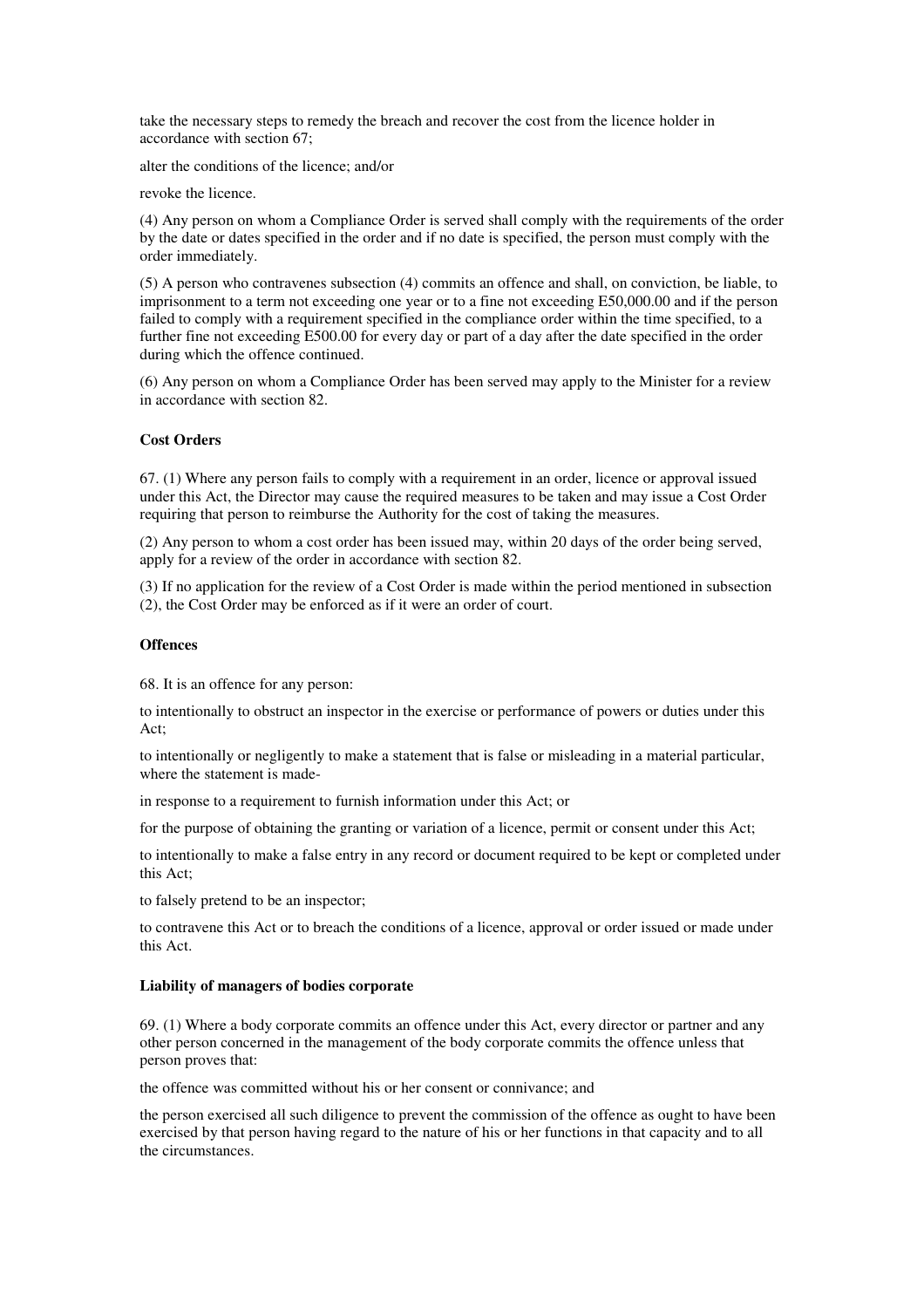take the necessary steps to remedy the breach and recover the cost from the licence holder in accordance with section 67;

alter the conditions of the licence; and/or

revoke the licence.

(4) Any person on whom a Compliance Order is served shall comply with the requirements of the order by the date or dates specified in the order and if no date is specified, the person must comply with the order immediately.

(5) A person who contravenes subsection (4) commits an offence and shall, on conviction, be liable, to imprisonment to a term not exceeding one year or to a fine not exceeding E50,000.00 and if the person failed to comply with a requirement specified in the compliance order within the time specified, to a further fine not exceeding E500.00 for every day or part of a day after the date specified in the order during which the offence continued.

(6) Any person on whom a Compliance Order has been served may apply to the Minister for a review in accordance with section 82.

**Cost Orders**

67. (1) Where any person fails to comply with a requirement in an order, licence or approval issued under this Act, the Director may cause the required measures to be taken and may issue a Cost Order requiring that person to reimburse the Authority for the cost of taking the measures.

(2) Any person to whom a cost order has been issued may, within 20 days of the order being served, apply for a review of the order in accordance with section 82.

(3) If no application for the review of a Cost Order is made within the period mentioned in subsection (2), the Cost Order may be enforced as if it were an order of court.

**Offences**

68. It is an offence for any person:

to intentionally to obstruct an inspector in the exercise or performance of powers or duties under this Act;

to intentionally or negligently to make a statement that is false or misleading in a material particular, where the statement is made-

in response to a requirement to furnish information under this Act; or

for the purpose of obtaining the granting or variation of a licence, permit or consent under this Act;

to intentionally to make a false entry in any record or document required to be kept or completed under this Act;

to falsely pretend to be an inspector;

to contravene this Act or to breach the conditions of a licence, approval or order issued or made under this Act.

**Liability of managers of bodies corporate**

69. (1) Where a body corporate commits an offence under this Act, every director or partner and any other person concerned in the management of the body corporate commits the offence unless that person proves that:

the offence was committed without his or her consent or connivance; and

the person exercised all such diligence to prevent the commission of the offence as ought to have been exercised by that person having regard to the nature of his or her functions in that capacity and to all the circumstances.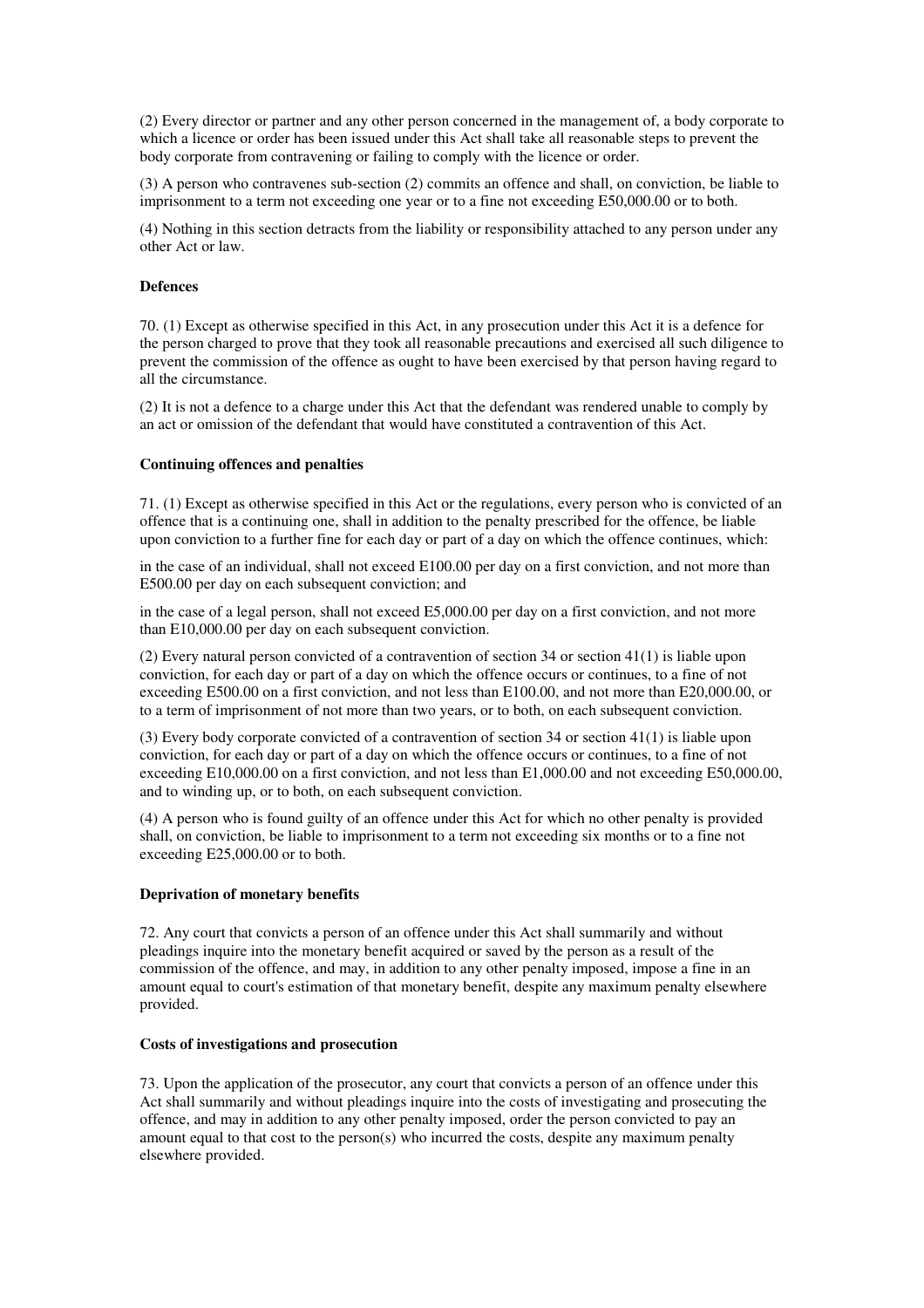(2) Every director or partner and any other person concerned in the management of, a body corporate to which a licence or order has been issued under this Act shall take all reasonable steps to prevent the body corporate from contravening or failing to comply with the licence or order.

(3) A person who contravenes sub-section (2) commits an offence and shall, on conviction, be liable to imprisonment to a term not exceeding one year or to a fine not exceeding E50,000.00 or to both.

(4) Nothing in this section detracts from the liability or responsibility attached to any person under any other Act or law.

**Defences**

70. (1) Except as otherwise specified in this Act, in any prosecution under this Act it is a defence for the person charged to prove that they took all reasonable precautions and exercised all such diligence to prevent the commission of the offence as ought to have been exercised by that person having regard to all the circumstance.

(2) It is not a defence to a charge under this Act that the defendant was rendered unable to comply by an act or omission of the defendant that would have constituted a contravention of this Act.

**Continuing offences and penalties**

71. (1) Except as otherwise specified in this Act or the regulations, every person who is convicted of an offence that is a continuing one, shall in addition to the penalty prescribed for the offence, be liable upon conviction to a further fine for each day or part of a day on which the offence continues, which:

in the case of an individual, shall not exceed E100.00 per day on a first conviction, and not more than E500.00 per day on each subsequent conviction; and

in the case of a legal person, shall not exceed E5,000.00 per day on a first conviction, and not more than E10,000.00 per day on each subsequent conviction.

(2) Every natural person convicted of a contravention of section 34 or section 41(1) is liable upon conviction, for each day or part of a day on which the offence occurs or continues, to a fine of not exceeding E500.00 on a first conviction, and not less than E100.00, and not more than E20,000.00, or to a term of imprisonment of not more than two years, or to both, on each subsequent conviction.

(3) Every body corporate convicted of a contravention of section 34 or section 41(1) is liable upon conviction, for each day or part of a day on which the offence occurs or continues, to a fine of not exceeding E10,000.00 on a first conviction, and not less than E1,000.00 and not exceeding E50,000.00, and to winding up, or to both, on each subsequent conviction.

(4) A person who is found guilty of an offence under this Act for which no other penalty is provided shall, on conviction, be liable to imprisonment to a term not exceeding six months or to a fine not exceeding E25,000.00 or to both.

**Deprivation of monetary benefits**

72. Any court that convicts a person of an offence under this Act shall summarily and without pleadings inquire into the monetary benefit acquired or saved by the person as a result of the commission of the offence, and may, in addition to any other penalty imposed, impose a fine in an amount equal to court's estimation of that monetary benefit, despite any maximum penalty elsewhere provided.

**Costs of investigations and prosecution**

73. Upon the application of the prosecutor, any court that convicts a person of an offence under this Act shall summarily and without pleadings inquire into the costs of investigating and prosecuting the offence, and may in addition to any other penalty imposed, order the person convicted to pay an amount equal to that cost to the person(s) who incurred the costs, despite any maximum penalty elsewhere provided.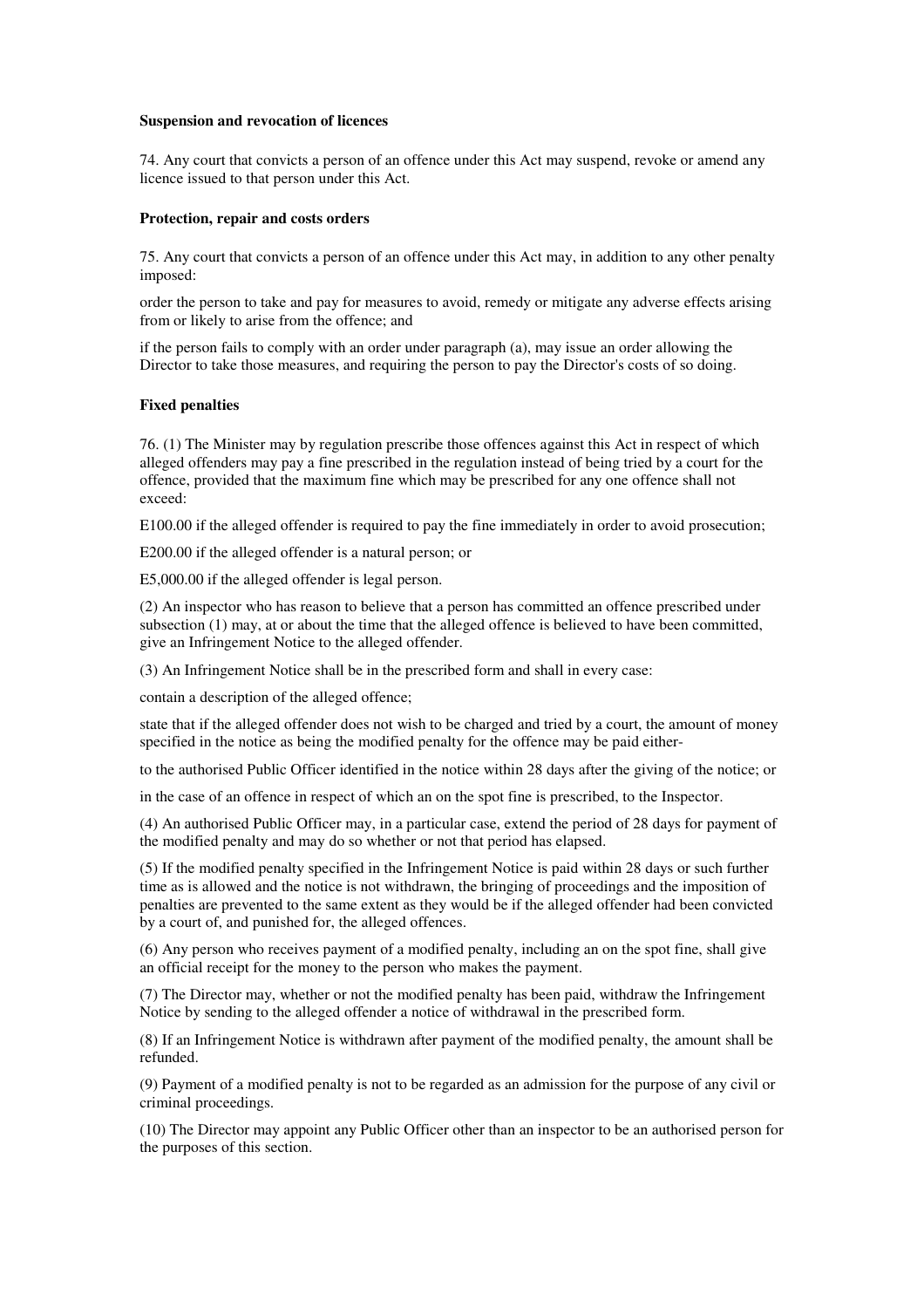**Suspension and revocation of licences**

74. Any court that convicts a person of an offence under this Act may suspend, revoke or amend any licence issued to that person under this Act.

**Protection, repair and costs orders**

75. Any court that convicts a person of an offence under this Act may, in addition to any other penalty imposed:

order the person to take and pay for measures to avoid, remedy or mitigate any adverse effects arising from or likely to arise from the offence; and

if the person fails to comply with an order under paragraph (a), may issue an order allowing the Director to take those measures, and requiring the person to pay the Director's costs of so doing.

**Fixed penalties**

76. (1) The Minister may by regulation prescribe those offences against this Act in respect of which alleged offenders may pay a fine prescribed in the regulation instead of being tried by a court for the offence, provided that the maximum fine which may be prescribed for any one offence shall not exceed:

E100.00 if the alleged offender is required to pay the fine immediately in order to avoid prosecution;

E200.00 if the alleged offender is a natural person; or

E5,000.00 if the alleged offender is legal person.

(2) An inspector who has reason to believe that a person has committed an offence prescribed under subsection (1) may, at or about the time that the alleged offence is believed to have been committed, give an Infringement Notice to the alleged offender.

(3) An Infringement Notice shall be in the prescribed form and shall in every case:

contain a description of the alleged offence;

state that if the alleged offender does not wish to be charged and tried by a court, the amount of money specified in the notice as being the modified penalty for the offence may be paid either-

to the authorised Public Officer identified in the notice within 28 days after the giving of the notice; or

in the case of an offence in respect of which an on the spot fine is prescribed, to the Inspector.

(4) An authorised Public Officer may, in a particular case, extend the period of 28 days for payment of the modified penalty and may do so whether or not that period has elapsed.

(5) If the modified penalty specified in the Infringement Notice is paid within 28 days or such further time as is allowed and the notice is not withdrawn, the bringing of proceedings and the imposition of penalties are prevented to the same extent as they would be if the alleged offender had been convicted by a court of, and punished for, the alleged offences.

(6) Any person who receives payment of a modified penalty, including an on the spot fine, shall give an official receipt for the money to the person who makes the payment.

(7) The Director may, whether or not the modified penalty has been paid, withdraw the Infringement Notice by sending to the alleged offender a notice of withdrawal in the prescribed form.

(8) If an Infringement Notice is withdrawn after payment of the modified penalty, the amount shall be refunded.

(9) Payment of a modified penalty is not to be regarded as an admission for the purpose of any civil or criminal proceedings.

(10) The Director may appoint any Public Officer other than an inspector to be an authorised person for the purposes of this section.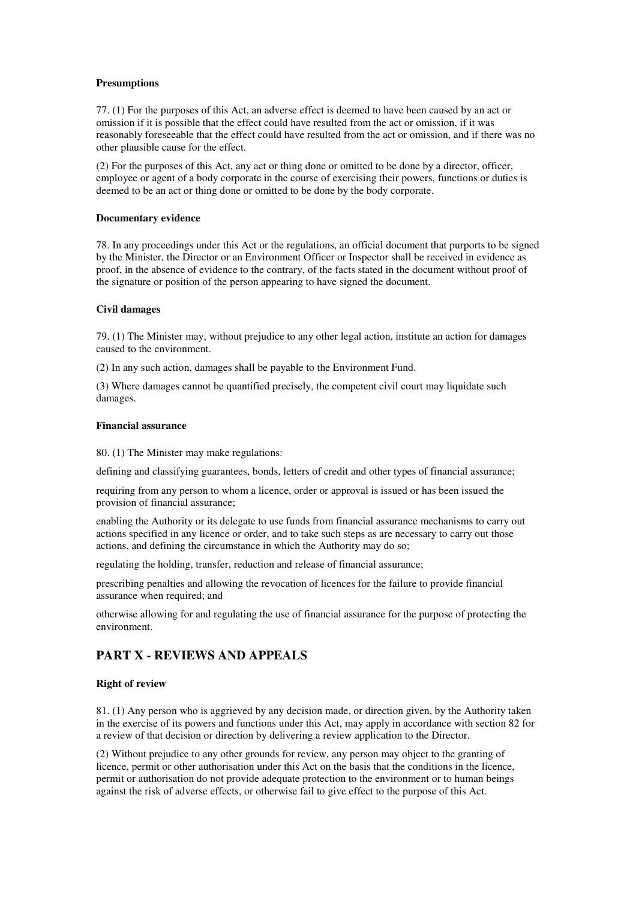**Presumptions**

77. (1) For the purposes of this Act, an adverse effect is deemed to have been caused by an act or omission if it is possible that the effect could have resulted from the act or omission, if it was reasonably foreseeable that the effect could have resulted from the act or omission, and if there was no other plausible cause for the effect.

(2) For the purposes of this Act, any act or thing done or omitted to be done by a director, officer, employee or agent of a body corporate in the course of exercising their powers, functions or duties is deemed to be an act or thing done or omitted to be done by the body corporate.

**Documentary evidence**

78. In any proceedings under this Act or the regulations, an official document that purports to be signed by the Minister, the Director or an Environment Officer or Inspector shall be received in evidence as proof, in the absence of evidence to the contrary, of the facts stated in the document without proof of the signature or position of the person appearing to have signed the document.

**Civil damages**

79. (1) The Minister may, without prejudice to any other legal action, institute an action for damages caused to the environment.

(2) In any such action, damages shall be payable to the Environment Fund.

(3) Where damages cannot be quantified precisely, the competent civil court may liquidate such damages.

**Financial assurance**

80. (1) The Minister may make regulations:

defining and classifying guarantees, bonds, letters of credit and other types of financial assurance;

requiring from any person to whom a licence, order or approval is issued or has been issued the provision of financial assurance;

enabling the Authority or its delegate to use funds from financial assurance mechanisms to carry out actions specified in any licence or order, and to take such steps as are necessary to carry out those actions, and defining the circumstance in which the Authority may do so;

regulating the holding, transfer, reduction and release of financial assurance;

prescribing penalties and allowing the revocation of licences for the failure to provide financial assurance when required; and

otherwise allowing for and regulating the use of financial assurance for the purpose of protecting the environment.

## PART X - REVIEWS AND APPEALS

**Right of review**

81. (1) Any person who is aggrieved by any decision made, or direction given, by the Authority taken in the exercise of its powers and functions under this Act, may apply in accordance with section 82 for a review of that decision or direction by delivering a review application to the Director.

(2) Without prejudice to any other grounds for review, any person may object to the granting of licence, permit or other authorisation under this Act on the basis that the conditions in the licence, permit or authorisation do not provide adequate protection to the environment or to human beings against the risk of adverse effects, or otherwise fail to give effect to the purpose of this Act.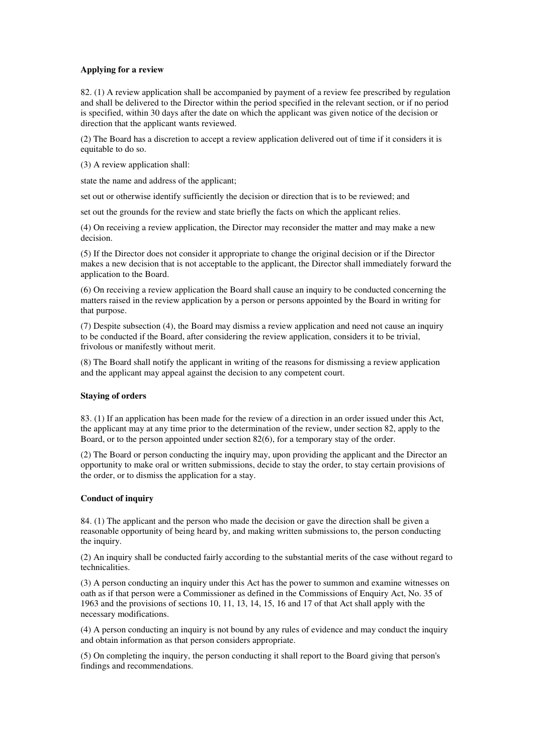**Applying for a review**

82. (1) A review application shall be accompanied by payment of a review fee prescribed by regulation and shall be delivered to the Director within the period specified in the relevant section, or if no period is specified, within 30 days after the date on which the applicant was given notice of the decision or direction that the applicant wants reviewed.

(2) The Board has a discretion to accept a review application delivered out of time if it considers it is equitable to do so.

(3) A review application shall:

state the name and address of the applicant;

set out or otherwise identify sufficiently the decision or direction that is to be reviewed; and

set out the grounds for the review and state briefly the facts on which the applicant relies.

(4) On receiving a review application, the Director may reconsider the matter and may make a new decision.

(5) If the Director does not consider it appropriate to change the original decision or if the Director makes a new decision that is not acceptable to the applicant, the Director shall immediately forward the application to the Board.

(6) On receiving a review application the Board shall cause an inquiry to be conducted concerning the matters raised in the review application by a person or persons appointed by the Board in writing for that purpose.

(7) Despite subsection (4), the Board may dismiss a review application and need not cause an inquiry to be conducted if the Board, after considering the review application, considers it to be trivial, frivolous or manifestly without merit.

(8) The Board shall notify the applicant in writing of the reasons for dismissing a review application and the applicant may appeal against the decision to any competent court.

**Staying of orders**

83. (1) If an application has been made for the review of a direction in an order issued under this Act, the applicant may at any time prior to the determination of the review, under section 82, apply to the Board, or to the person appointed under section 82(6), for a temporary stay of the order.

(2) The Board or person conducting the inquiry may, upon providing the applicant and the Director an opportunity to make oral or written submissions, decide to stay the order, to stay certain provisions of the order, or to dismiss the application for a stay.

**Conduct of inquiry**

84. (1) The applicant and the person who made the decision or gave the direction shall be given a reasonable opportunity of being heard by, and making written submissions to, the person conducting the inquiry.

(2) An inquiry shall be conducted fairly according to the substantial merits of the case without regard to technicalities.

(3) A person conducting an inquiry under this Act has the power to summon and examine witnesses on oath as if that person were a Commissioner as defined in the Commissions of Enquiry Act, No. 35 of 1963 and the provisions of sections 10, 11, 13, 14, 15, 16 and 17 of that Act shall apply with the necessary modifications.

(4) A person conducting an inquiry is not bound by any rules of evidence and may conduct the inquiry and obtain information as that person considers appropriate.

(5) On completing the inquiry, the person conducting it shall report to the Board giving that person's findings and recommendations.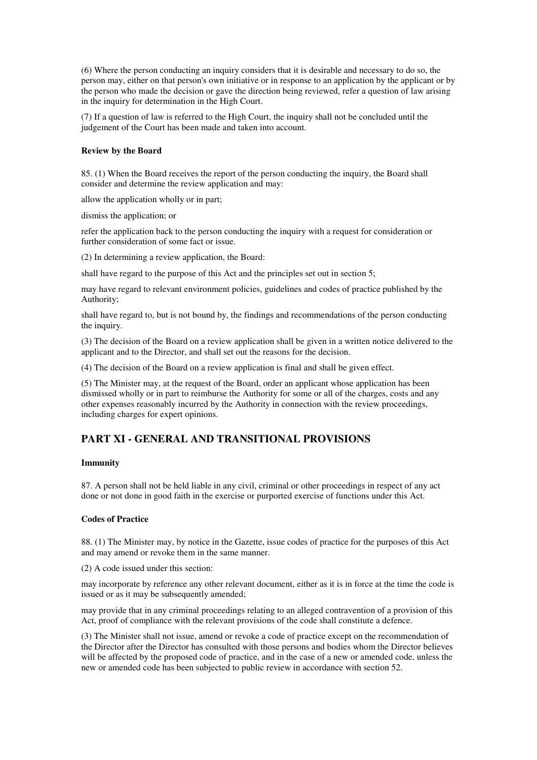(6) Where the person conducting an inquiry considers that it is desirable and necessary to do so, the person may, either on that person's own initiative or in response to an application by the applicant or by the person who made the decision or gave the direction being reviewed, refer a question of law arising in the inquiry for determination in the High Court.

(7) If a question of law is referred to the High Court, the inquiry shall not be concluded until the judgement of the Court has been made and taken into account.

**Review by the Board**

85. (1) When the Board receives the report of the person conducting the inquiry, the Board shall consider and determine the review application and may:

allow the application wholly or in part;

dismiss the application; or

refer the application back to the person conducting the inquiry with a request for consideration or further consideration of some fact or issue.

(2) In determining a review application, the Board:

shall have regard to the purpose of this Act and the principles set out in section 5;

may have regard to relevant environment policies, guidelines and codes of practice published by the Authority;

shall have regard to, but is not bound by, the findings and recommendations of the person conducting the inquiry.

(3) The decision of the Board on a review application shall be given in a written notice delivered to the applicant and to the Director, and shall set out the reasons for the decision.

(4) The decision of the Board on a review application is final and shall be given effect.

(5) The Minister may, at the request of the Board, order an applicant whose application has been dismissed wholly or in part to reimburse the Authority for some or all of the charges, costs and any other expenses reasonably incurred by the Authority in connection with the review proceedings, including charges for expert opinions.

## PART XI - GENERAL AND TRANSITIONAL PROVISIONS

**Immunity**

87. A person shall not be held liable in any civil, criminal or other proceedings in respect of any act done or not done in good faith in the exercise or purported exercise of functions under this Act.

**Codes of Practice**

88. (1) The Minister may, by notice in the Gazette, issue codes of practice for the purposes of this Act and may amend or revoke them in the same manner.

(2) A code issued under this section:

may incorporate by reference any other relevant document, either as it is in force at the time the code is issued or as it may be subsequently amended;

may provide that in any criminal proceedings relating to an alleged contravention of a provision of this Act, proof of compliance with the relevant provisions of the code shall constitute a defence.

(3) The Minister shall not issue, amend or revoke a code of practice except on the recommendation of the Director after the Director has consulted with those persons and bodies whom the Director believes will be affected by the proposed code of practice, and in the case of a new or amended code, unless the new or amended code has been subjected to public review in accordance with section 52.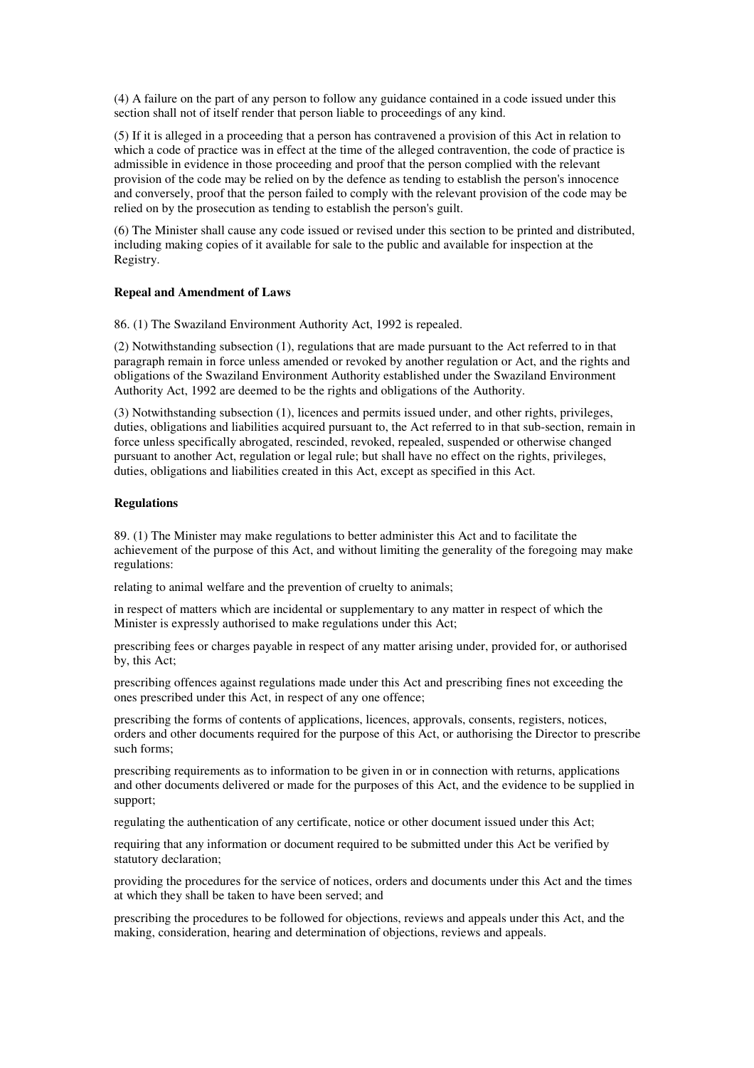(4) A failure on the part of any person to follow any guidance contained in a code issued under this section shall not of itself render that person liable to proceedings of any kind.

(5) If it is alleged in a proceeding that a person has contravened a provision of this Act in relation to which a code of practice was in effect at the time of the alleged contravention, the code of practice is admissible in evidence in those proceeding and proof that the person complied with the relevant provision of the code may be relied on by the defence as tending to establish the person's innocence and conversely, proof that the person failed to comply with the relevant provision of the code may be relied on by the prosecution as tending to establish the person's guilt.

(6) The Minister shall cause any code issued or revised under this section to be printed and distributed, including making copies of it available for sale to the public and available for inspection at the Registry.

**Repeal and Amendment of Laws**

86. (1) The Swaziland Environment Authority Act, 1992 is repealed.

(2) Notwithstanding subsection (1), regulations that are made pursuant to the Act referred to in that paragraph remain in force unless amended or revoked by another regulation or Act, and the rights and obligations of the Swaziland Environment Authority established under the Swaziland Environment Authority Act, 1992 are deemed to be the rights and obligations of the Authority.

(3) Notwithstanding subsection (1), licences and permits issued under, and other rights, privileges, duties, obligations and liabilities acquired pursuant to, the Act referred to in that sub-section, remain in force unless specifically abrogated, rescinded, revoked, repealed, suspended or otherwise changed pursuant to another Act, regulation or legal rule; but shall have no effect on the rights, privileges, duties, obligations and liabilities created in this Act, except as specified in this Act.

**Regulations**

89. (1) The Minister may make regulations to better administer this Act and to facilitate the achievement of the purpose of this Act, and without limiting the generality of the foregoing may make regulations:

relating to animal welfare and the prevention of cruelty to animals;

in respect of matters which are incidental or supplementary to any matter in respect of which the Minister is expressly authorised to make regulations under this Act;

prescribing fees or charges payable in respect of any matter arising under, provided for, or authorised by, this Act;

prescribing offences against regulations made under this Act and prescribing fines not exceeding the ones prescribed under this Act, in respect of any one offence;

prescribing the forms of contents of applications, licences, approvals, consents, registers, notices, orders and other documents required for the purpose of this Act, or authorising the Director to prescribe such forms;

prescribing requirements as to information to be given in or in connection with returns, applications and other documents delivered or made for the purposes of this Act, and the evidence to be supplied in support;

regulating the authentication of any certificate, notice or other document issued under this Act;

requiring that any information or document required to be submitted under this Act be verified by statutory declaration;

providing the procedures for the service of notices, orders and documents under this Act and the times at which they shall be taken to have been served; and

prescribing the procedures to be followed for objections, reviews and appeals under this Act, and the making, consideration, hearing and determination of objections, reviews and appeals.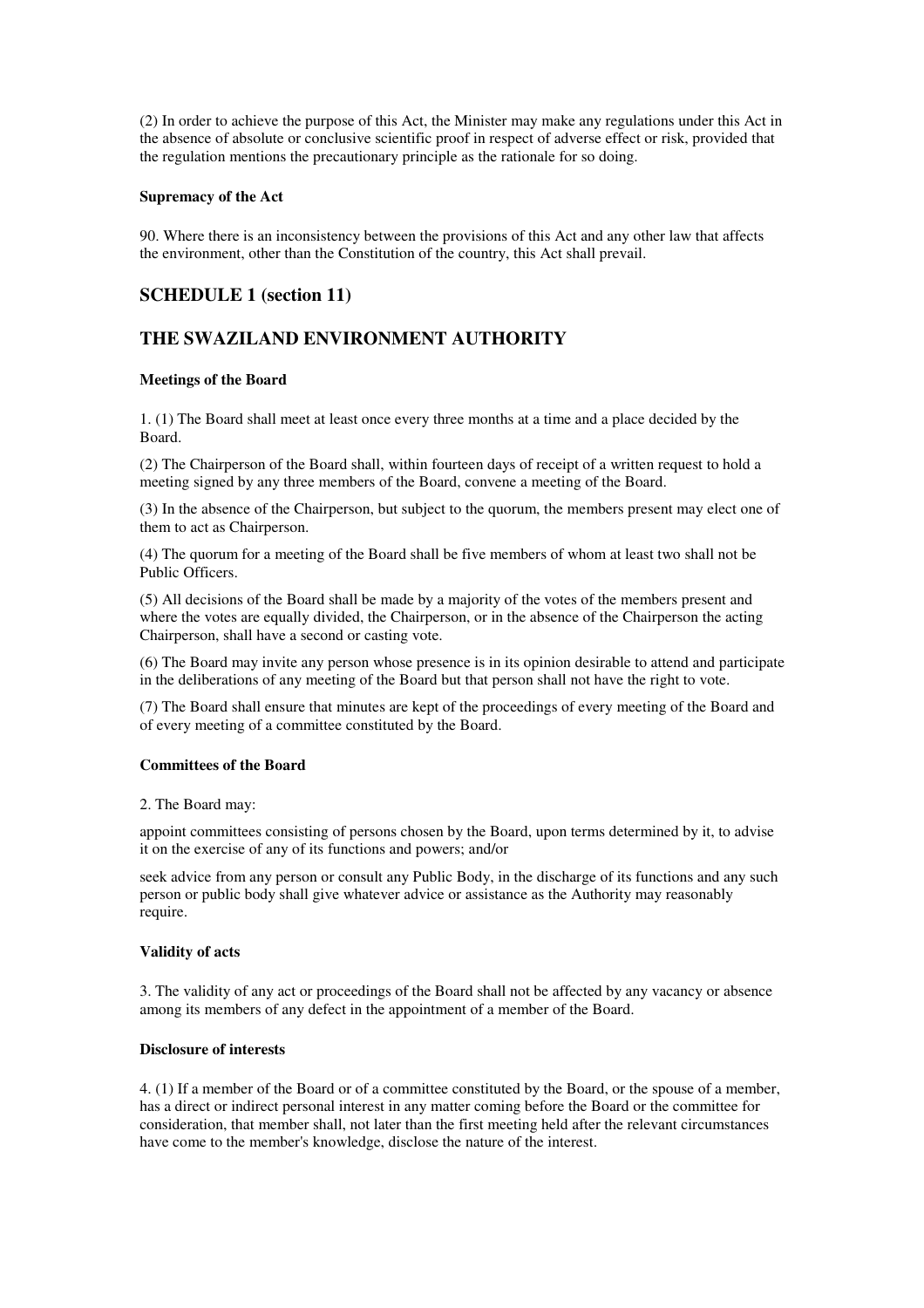(2) In order to achieve the purpose of this Act, the Minister may make any regulations under this Act in the absence of absolute or conclusive scientific proof in respect of adverse effect or risk, provided that the regulation mentions the precautionary principle as the rationale for so doing.

**Supremacy of the Act**

90. Where there is an inconsistency between the provisions of this Act and any other law that affects the environment, other than the Constitution of the country, this Act shall prevail.

## SCHEDULE 1 (section 11)

## THE SWAZILAND ENVIRONMENT AUTHORITY

**Meetings of the Board**

1. (1) The Board shall meet at least once every three months at a time and a place decided by the Board.

(2) The Chairperson of the Board shall, within fourteen days of receipt of a written request to hold a meeting signed by any three members of the Board, convene a meeting of the Board.

(3) In the absence of the Chairperson, but subject to the quorum, the members present may elect one of them to act as Chairperson.

(4) The quorum for a meeting of the Board shall be five members of whom at least two shall not be Public Officers.

(5) All decisions of the Board shall be made by a majority of the votes of the members present and where the votes are equally divided, the Chairperson, or in the absence of the Chairperson the acting Chairperson, shall have a second or casting vote.

(6) The Board may invite any person whose presence is in its opinion desirable to attend and participate in the deliberations of any meeting of the Board but that person shall not have the right to vote.

(7) The Board shall ensure that minutes are kept of the proceedings of every meeting of the Board and of every meeting of a committee constituted by the Board.

**Committees of the Board**

2. The Board may:

appoint committees consisting of persons chosen by the Board, upon terms determined by it, to advise it on the exercise of any of its functions and powers; and/or

seek advice from any person or consult any Public Body, in the discharge of its functions and any such person or public body shall give whatever advice or assistance as the Authority may reasonably require.

**Validity of acts**

3. The validity of any act or proceedings of the Board shall not be affected by any vacancy or absence among its members of any defect in the appointment of a member of the Board.

**Disclosure of interests**

4. (1) If a member of the Board or of a committee constituted by the Board, or the spouse of a member, has a direct or indirect personal interest in any matter coming before the Board or the committee for consideration, that member shall, not later than the first meeting held after the relevant circumstances have come to the member's knowledge, disclose the nature of the interest.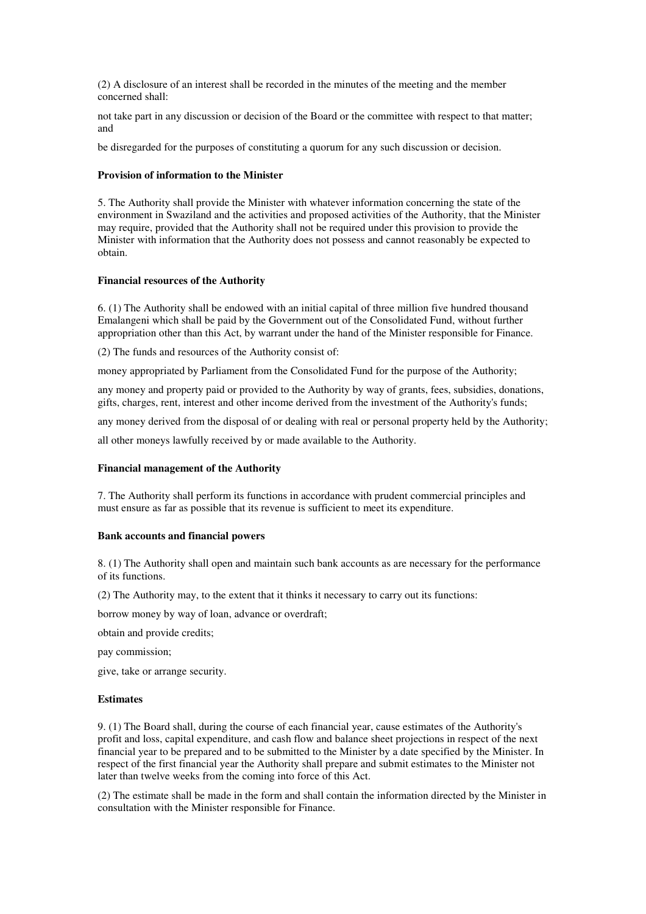(2) A disclosure of an interest shall be recorded in the minutes of the meeting and the member concerned shall:

not take part in any discussion or decision of the Board or the committee with respect to that matter; and

be disregarded for the purposes of constituting a quorum for any such discussion or decision.

**Provision of information to the Minister**

5. The Authority shall provide the Minister with whatever information concerning the state of the environment in Swaziland and the activities and proposed activities of the Authority, that the Minister may require, provided that the Authority shall not be required under this provision to provide the Minister with information that the Authority does not possess and cannot reasonably be expected to obtain.

**Financial resources of the Authority**

6. (1) The Authority shall be endowed with an initial capital of three million five hundred thousand Emalangeni which shall be paid by the Government out of the Consolidated Fund, without further appropriation other than this Act, by warrant under the hand of the Minister responsible for Finance.

(2) The funds and resources of the Authority consist of:

money appropriated by Parliament from the Consolidated Fund for the purpose of the Authority;

any money and property paid or provided to the Authority by way of grants, fees, subsidies, donations, gifts, charges, rent, interest and other income derived from the investment of the Authority's funds;

any money derived from the disposal of or dealing with real or personal property held by the Authority;

all other moneys lawfully received by or made available to the Authority.

**Financial management of the Authority**

7. The Authority shall perform its functions in accordance with prudent commercial principles and must ensure as far as possible that its revenue is sufficient to meet its expenditure.

**Bank accounts and financial powers**

8. (1) The Authority shall open and maintain such bank accounts as are necessary for the performance of its functions.

(2) The Authority may, to the extent that it thinks it necessary to carry out its functions:

borrow money by way of loan, advance or overdraft;

obtain and provide credits;

pay commission;

give, take or arrange security.

**Estimates**

9. (1) The Board shall, during the course of each financial year, cause estimates of the Authority's profit and loss, capital expenditure, and cash flow and balance sheet projections in respect of the next financial year to be prepared and to be submitted to the Minister by a date specified by the Minister. In respect of the first financial year the Authority shall prepare and submit estimates to the Minister not later than twelve weeks from the coming into force of this Act.

(2) The estimate shall be made in the form and shall contain the information directed by the Minister in consultation with the Minister responsible for Finance.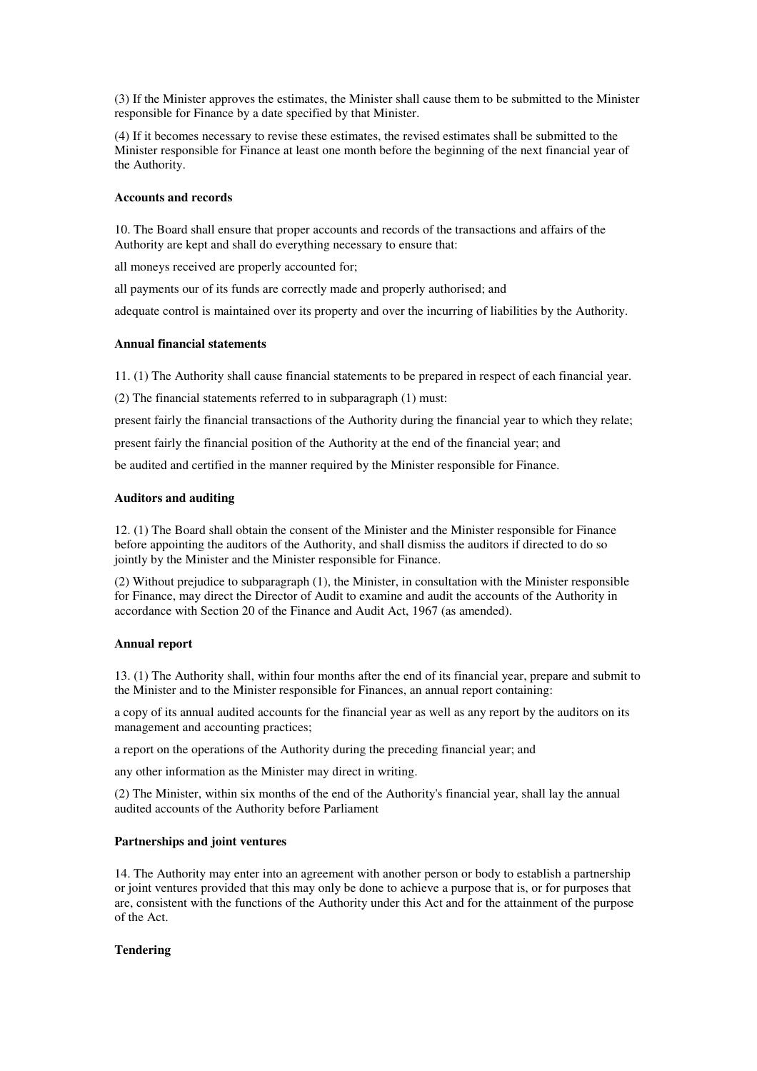(3) If the Minister approves the estimates, the Minister shall cause them to be submitted to the Minister responsible for Finance by a date specified by that Minister.

(4) If it becomes necessary to revise these estimates, the revised estimates shall be submitted to the Minister responsible for Finance at least one month before the beginning of the next financial year of the Authority.

**Accounts and records**

10. The Board shall ensure that proper accounts and records of the transactions and affairs of the Authority are kept and shall do everything necessary to ensure that:

all moneys received are properly accounted for;

all payments our of its funds are correctly made and properly authorised; and

adequate control is maintained over its property and over the incurring of liabilities by the Authority.

**Annual financial statements**

11. (1) The Authority shall cause financial statements to be prepared in respect of each financial year.

(2) The financial statements referred to in subparagraph (1) must:

present fairly the financial transactions of the Authority during the financial year to which they relate;

present fairly the financial position of the Authority at the end of the financial year; and

be audited and certified in the manner required by the Minister responsible for Finance.

**Auditors and auditing**

12. (1) The Board shall obtain the consent of the Minister and the Minister responsible for Finance before appointing the auditors of the Authority, and shall dismiss the auditors if directed to do so jointly by the Minister and the Minister responsible for Finance.

(2) Without prejudice to subparagraph (1), the Minister, in consultation with the Minister responsible for Finance, may direct the Director of Audit to examine and audit the accounts of the Authority in accordance with Section 20 of the Finance and Audit Act, 1967 (as amended).

**Annual report**

13. (1) The Authority shall, within four months after the end of its financial year, prepare and submit to the Minister and to the Minister responsible for Finances, an annual report containing:

a copy of its annual audited accounts for the financial year as well as any report by the auditors on its management and accounting practices;

a report on the operations of the Authority during the preceding financial year; and

any other information as the Minister may direct in writing.

(2) The Minister, within six months of the end of the Authority's financial year, shall lay the annual audited accounts of the Authority before Parliament

**Partnerships and joint ventures**

14. The Authority may enter into an agreement with another person or body to establish a partnership or joint ventures provided that this may only be done to achieve a purpose that is, or for purposes that are, consistent with the functions of the Authority under this Act and for the attainment of the purpose of the Act.

**Tendering**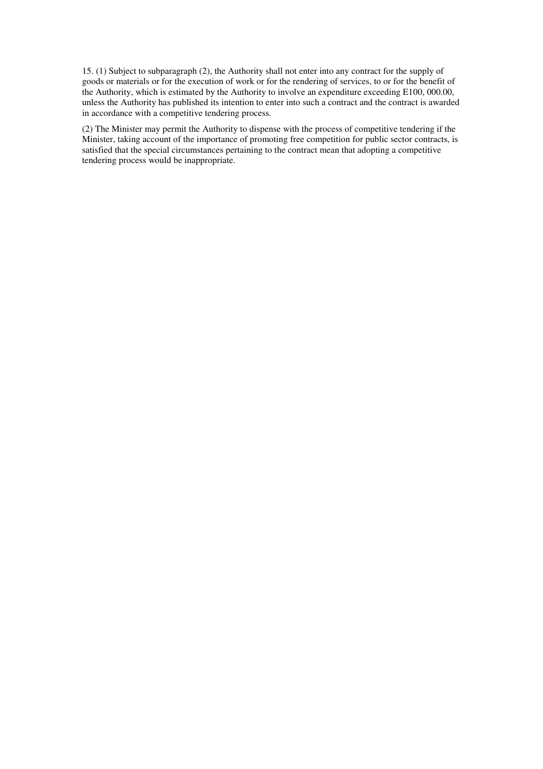15. (1) Subject to subparagraph (2), the Authority shall not enter into any contract for the supply of goods or materials or for the execution of work or for the rendering of services, to or for the benefit of the Authority, which is estimated by the Authority to involve an expenditure exceeding E100, 000.00, unless the Authority has published its intention to enter into such a contract and the contract is awarded in accordance with a competitive tendering process.

(2) The Minister may permit the Authority to dispense with the process of competitive tendering if the Minister, taking account of the importance of promoting free competition for public sector contracts, is satisfied that the special circumstances pertaining to the contract mean that adopting a competitive tendering process would be inappropriate.